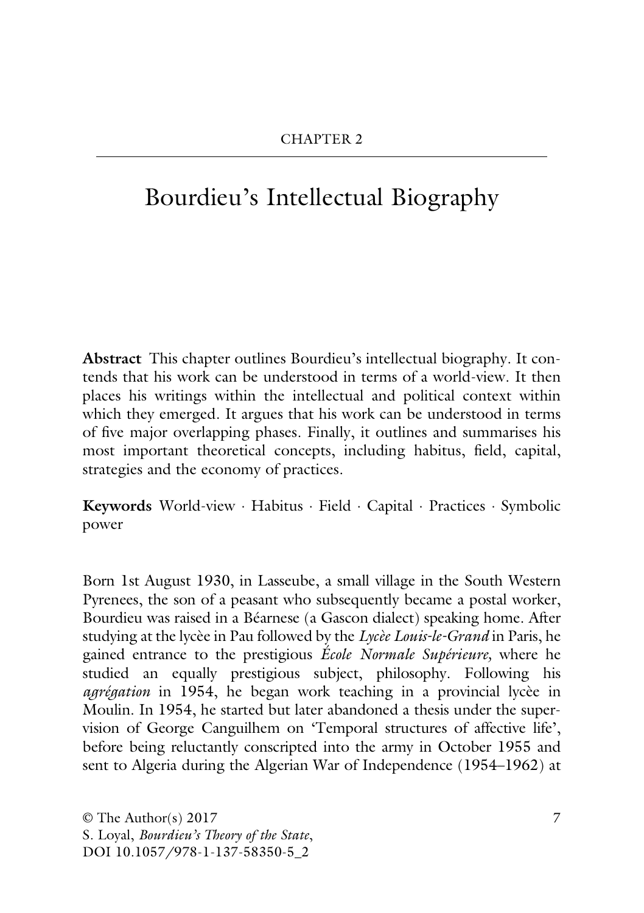CHAPTER 2

# Bourdieu's Intellectual Biography

**Abstract** This chapter outlines Bourdieu's intellectual biography. It contends that his work can be understood in terms of a world-view. It then places his writings within the intellectual and political context within which they emerged. It argues that his work can be understood in terms of five major overlapping phases. Finally, it outlines and summarises his most important theoretical concepts, including habitus, field, capital, strategies and the economy of practices.

**Keywords** World-view · Habitus · Field · Capital · Practices · Symbolic power

Born 1st August 1930, in Lasseube, a small village in the South Western Pyrenees, the son of a peasant who subsequently became a postal worker, Bourdieu was raised in a Béarnese (a Gascon dialect) speaking home. After studying at the lycèe in Pau followed by the *Lycèe Louis-le-Grand* in Paris, he gained entrance to the prestigious *École Normale Supérieure,* where he studied an equally prestigious subject, philosophy. Following his *agrégation* in 1954, he began work teaching in a provincial lycèe in Moulin. In 1954, he started but later abandoned a thesis under the supervision of George Canguilhem on 'Temporal structures of affective life', before being reluctantly conscripted into the army in October 1955 and sent to Algeria during the Algerian War of Independence (1954–1962) at

© The Author(s) 2017
S. Loyal, *Bourdieu's Theory of the State*,
DOI 10.1057/978-1-137-58350-5_2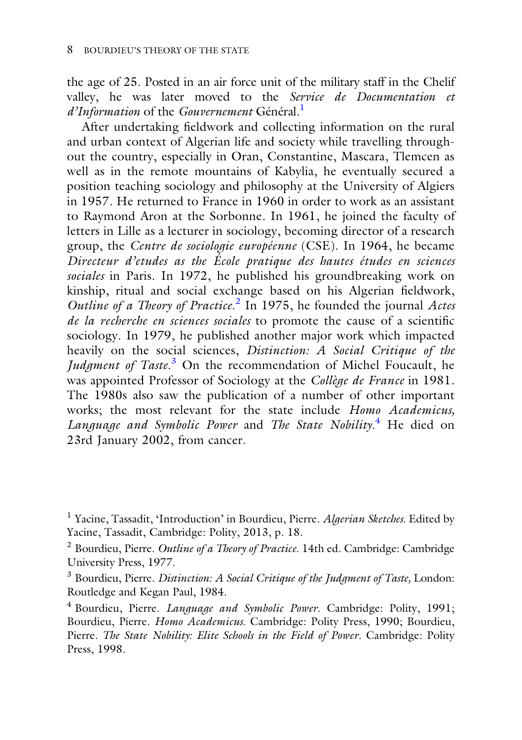the age of 25. Posted in an air force unit of the military staff in the Chelif valley, he was later moved to the *Service de Documentation et d'Information* of the *Gouvernement* Général.[1]

After undertaking fieldwork and collecting information on the rural and urban context of Algerian life and society while travelling throughout the country, especially in Oran, Constantine, Mascara, Tlemcen as well as in the remote mountains of Kabylia, he eventually secured a position teaching sociology and philosophy at the University of Algiers in 1957. He returned to France in 1960 in order to work as an assistant to Raymond Aron at the Sorbonne. In 1961, he joined the faculty of letters in Lille as a lecturer in sociology, becoming director of a research group, the *Centre de sociologie européenne* (CSE). In 1964, he became *Directeur d'etudes as the École pratique des hautes études en sciences sociales* in Paris. In 1972, he published his groundbreaking work on kinship, ritual and social exchange based on his Algerian fieldwork, *Outline of a Theory of Practice*.[2] In 1975, he founded the journal *Actes de la recherche en sciences sociales* to promote the cause of a scientific sociology. In 1979, he published another major work which impacted heavily on the social sciences, *Distinction: A Social Critique of the Judgment of Taste*.[3] On the recommendation of Michel Foucault, he was appointed Professor of Sociology at the *Collège de France* in 1981. The 1980s also saw the publication of a number of other important works; the most relevant for the state include *Homo Academicus, Language and Symbolic Power* and *The State Nobility*.[4] He died on 23rd January 2002, from cancer.

[1] Yacine, Tassadit, 'Introduction' in Bourdieu, Pierre. *Algerian Sketches.* Edited by Yacine, Tassadit, Cambridge: Polity, 2013, p. 18.

[2] Bourdieu, Pierre. *Outline of a Theory of Practice.* 14th ed. Cambridge: Cambridge University Press, 1977.

[3] Bourdieu, Pierre. *Distinction: A Social Critique of the Judgment of Taste,* London: Routledge and Kegan Paul, 1984.

[4] Bourdieu, Pierre. *Language and Symbolic Power.* Cambridge: Polity, 1991; Bourdieu, Pierre. *Homo Academicus.* Cambridge: Polity Press, 1990; Bourdieu, Pierre. *The State Nobility: Elite Schools in the Field of Power.* Cambridge: Polity Press, 1998.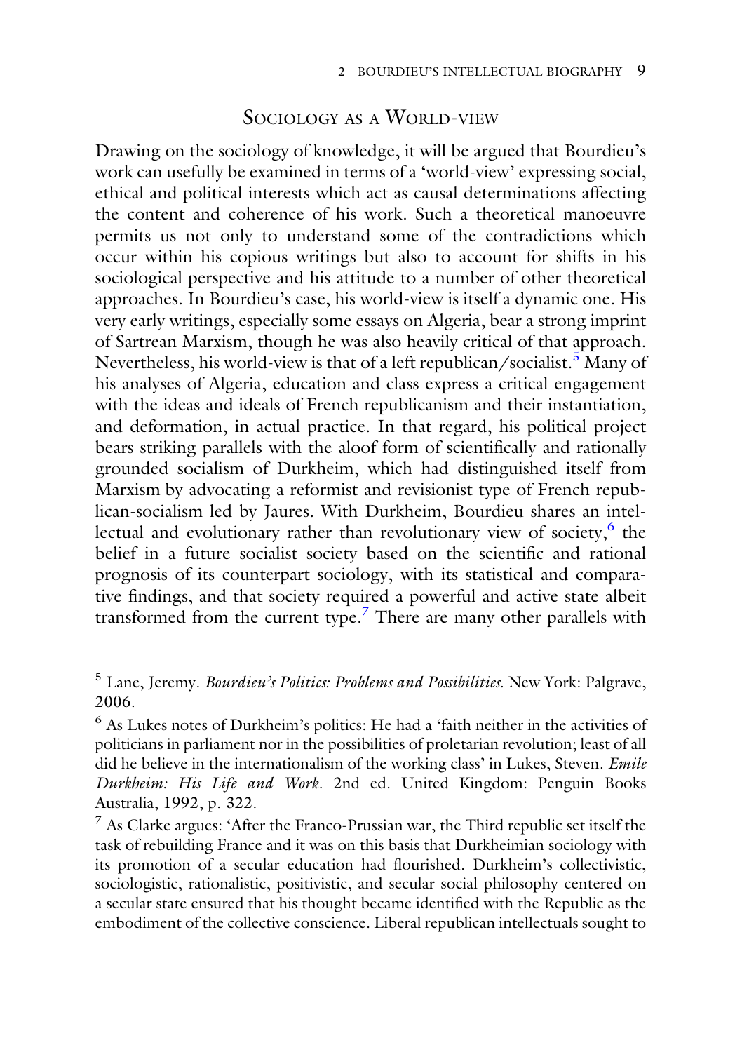## Sociology as a World-view

Drawing on the sociology of knowledge, it will be argued that Bourdieu's work can usefully be examined in terms of a 'world-view' expressing social, ethical and political interests which act as causal determinations affecting the content and coherence of his work. Such a theoretical manoeuvre permits us not only to understand some of the contradictions which occur within his copious writings but also to account for shifts in his sociological perspective and his attitude to a number of other theoretical approaches. In Bourdieu's case, his world-view is itself a dynamic one. His very early writings, especially some essays on Algeria, bear a strong imprint of Sartrean Marxism, though he was also heavily critical of that approach. Nevertheless, his world-view is that of a left republican/socialist.[5] Many of his analyses of Algeria, education and class express a critical engagement with the ideas and ideals of French republicanism and their instantiation, and deformation, in actual practice. In that regard, his political project bears striking parallels with the aloof form of scientifically and rationally grounded socialism of Durkheim, which had distinguished itself from Marxism by advocating a reformist and revisionist type of French republican-socialism led by Jaures. With Durkheim, Bourdieu shares an intellectual and evolutionary rather than revolutionary view of society,[6] the belief in a future socialist society based on the scientific and rational prognosis of its counterpart sociology, with its statistical and comparative findings, and that society required a powerful and active state albeit transformed from the current type.[7] There are many other parallels with

[5] Lane, Jeremy. *Bourdieu's Politics: Problems and Possibilities.* New York: Palgrave, 2006.

[6] As Lukes notes of Durkheim's politics: He had a 'faith neither in the activities of politicians in parliament nor in the possibilities of proletarian revolution; least of all did he believe in the internationalism of the working class' in Lukes, Steven. *Emile Durkheim: His Life and Work.* 2nd ed. United Kingdom: Penguin Books Australia, 1992, p. 322.

[7] As Clarke argues: 'After the Franco-Prussian war, the Third republic set itself the task of rebuilding France and it was on this basis that Durkheimian sociology with its promotion of a secular education had flourished. Durkheim's collectivistic, sociologistic, rationalistic, positivistic, and secular social philosophy centered on a secular state ensured that his thought became identified with the Republic as the embodiment of the collective conscience. Liberal republican intellectuals sought to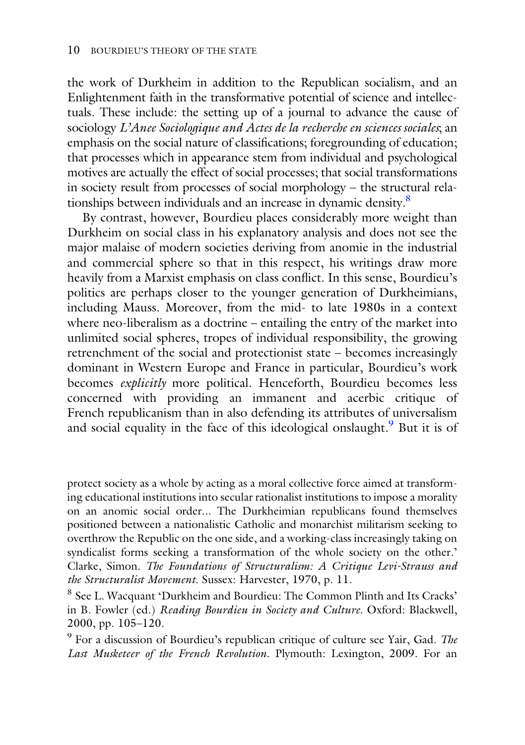the work of Durkheim in addition to the Republican socialism, and an Enlightenment faith in the transformative potential of science and intellectuals. These include: the setting up of a journal to advance the cause of sociology *L'Anee Sociologique and Actes de la recherche en sciences sociales*; an emphasis on the social nature of classifications; foregrounding of education; that processes which in appearance stem from individual and psychological motives are actually the effect of social processes; that social transformations in society result from processes of social morphology – the structural relationships between individuals and an increase in dynamic density.[8]

By contrast, however, Bourdieu places considerably more weight than Durkheim on social class in his explanatory analysis and does not see the major malaise of modern societies deriving from anomie in the industrial and commercial sphere so that in this respect, his writings draw more heavily from a Marxist emphasis on class conflict. In this sense, Bourdieu's politics are perhaps closer to the younger generation of Durkheimians, including Mauss. Moreover, from the mid- to late 1980s in a context where neo-liberalism as a doctrine – entailing the entry of the market into unlimited social spheres, tropes of individual responsibility, the growing retrenchment of the social and protectionist state – becomes increasingly dominant in Western Europe and France in particular, Bourdieu's work becomes *explicitly* more political. Henceforth, Bourdieu becomes less concerned with providing an immanent and acerbic critique of French republicanism than in also defending its attributes of universalism and social equality in the face of this ideological onslaught.[9] But it is of

protect society as a whole by acting as a moral collective force aimed at transforming educational institutions into secular rationalist institutions to impose a morality on an anomic social order... The Durkheimian republicans found themselves positioned between a nationalistic Catholic and monarchist militarism seeking to overthrow the Republic on the one side, and a working-class increasingly taking on syndicalist forms seeking a transformation of the whole society on the other.' Clarke, Simon. *The Foundations of Structuralism: A Critique Levi-Strauss and the Structuralist Movement*. Sussex: Harvester, 1970, p. 11.

[8] See L. Wacquant 'Durkheim and Bourdieu: The Common Plinth and Its Cracks' in B. Fowler (ed.) *Reading Bourdieu in Society and Culture*. Oxford: Blackwell, 2000, pp. 105–120.

[9] For a discussion of Bourdieu's republican critique of culture see Yair, Gad. *The Last Musketeer of the French Revolution*. Plymouth: Lexington, 2009. For an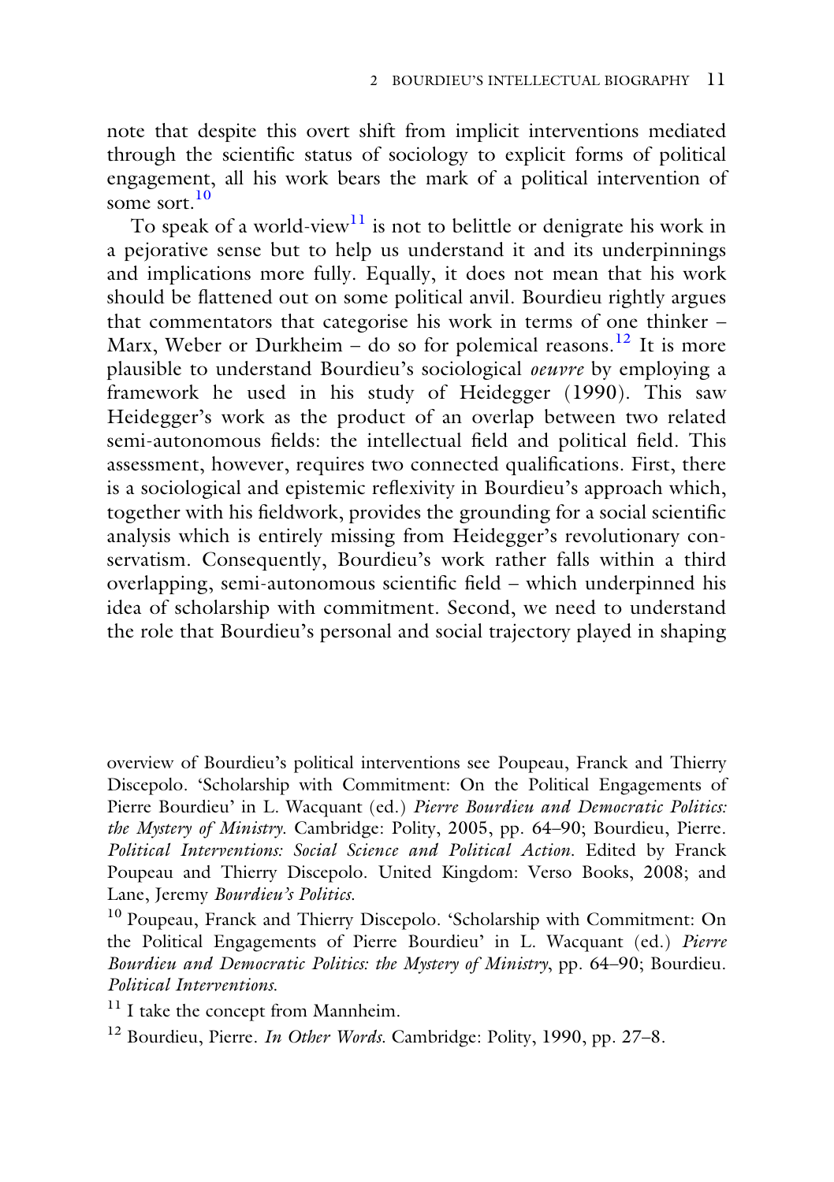note that despite this overt shift from implicit interventions mediated through the scientific status of sociology to explicit forms of political engagement, all his work bears the mark of a political intervention of some sort.[10]

To speak of a world-view[11] is not to belittle or denigrate his work in a pejorative sense but to help us understand it and its underpinnings and implications more fully. Equally, it does not mean that his work should be flattened out on some political anvil. Bourdieu rightly argues that commentators that categorise his work in terms of one thinker – Marx, Weber or Durkheim – do so for polemical reasons.[12] It is more plausible to understand Bourdieu's sociological *oeuvre* by employing a framework he used in his study of Heidegger (1990). This saw Heidegger's work as the product of an overlap between two related semi-autonomous fields: the intellectual field and political field. This assessment, however, requires two connected qualifications. First, there is a sociological and epistemic reflexivity in Bourdieu's approach which, together with his fieldwork, provides the grounding for a social scientific analysis which is entirely missing from Heidegger's revolutionary conservatism. Consequently, Bourdieu's work rather falls within a third overlapping, semi-autonomous scientific field – which underpinned his idea of scholarship with commitment. Second, we need to understand the role that Bourdieu's personal and social trajectory played in shaping

overview of Bourdieu's political interventions see Poupeau, Franck and Thierry Discepolo. 'Scholarship with Commitment: On the Political Engagements of Pierre Bourdieu' in L. Wacquant (ed.) *Pierre Bourdieu and Democratic Politics: the Mystery of Ministry*. Cambridge: Polity, 2005, pp. 64–90; Bourdieu, Pierre. *Political Interventions: Social Science and Political Action*. Edited by Franck Poupeau and Thierry Discepolo. United Kingdom: Verso Books, 2008; and Lane, Jeremy *Bourdieu's Politics*.

[10] Poupeau, Franck and Thierry Discepolo. 'Scholarship with Commitment: On the Political Engagements of Pierre Bourdieu' in L. Wacquant (ed.) *Pierre Bourdieu and Democratic Politics: the Mystery of Ministry*, pp. 64–90; Bourdieu. *Political Interventions.*

[11] I take the concept from Mannheim.

[12] Bourdieu, Pierre. *In Other Words*. Cambridge: Polity, 1990, pp. 27–8.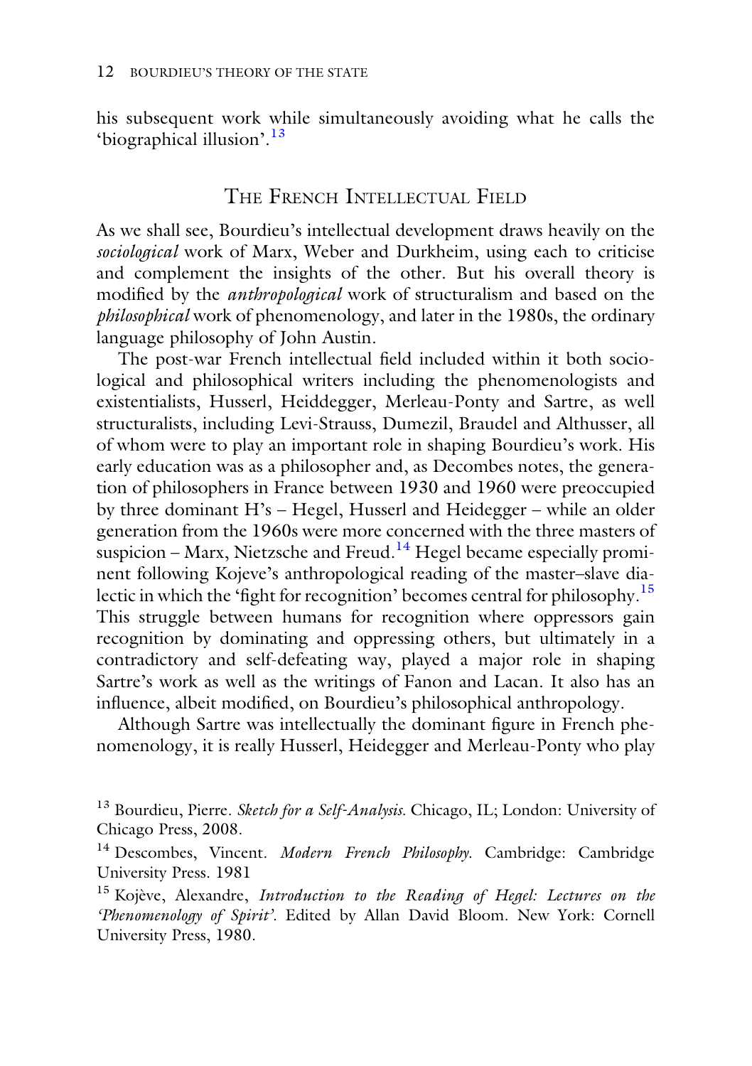his subsequent work while simultaneously avoiding what he calls the 'biographical illusion'.[13]

## The French Intellectual Field

As we shall see, Bourdieu's intellectual development draws heavily on the *sociological* work of Marx, Weber and Durkheim, using each to criticise and complement the insights of the other. But his overall theory is modified by the *anthropological* work of structuralism and based on the *philosophical* work of phenomenology, and later in the 1980s, the ordinary language philosophy of John Austin.

The post-war French intellectual field included within it both sociological and philosophical writers including the phenomenologists and existentialists, Husserl, Heiddegger, Merleau-Ponty and Sartre, as well structuralists, including Levi-Strauss, Dumezil, Braudel and Althusser, all of whom were to play an important role in shaping Bourdieu's work. His early education was as a philosopher and, as Decombes notes, the generation of philosophers in France between 1930 and 1960 were preoccupied by three dominant H's – Hegel, Husserl and Heidegger – while an older generation from the 1960s were more concerned with the three masters of suspicion – Marx, Nietzsche and Freud.[14] Hegel became especially prominent following Kojeve's anthropological reading of the master–slave dialectic in which the 'fight for recognition' becomes central for philosophy.[15] This struggle between humans for recognition where oppressors gain recognition by dominating and oppressing others, but ultimately in a contradictory and self-defeating way, played a major role in shaping Sartre's work as well as the writings of Fanon and Lacan. It also has an influence, albeit modified, on Bourdieu's philosophical anthropology.

Although Sartre was intellectually the dominant figure in French phenomenology, it is really Husserl, Heidegger and Merleau-Ponty who play

---

[13] Bourdieu, Pierre. *Sketch for a Self-Analysis*. Chicago, IL; London: University of Chicago Press, 2008.

[14] Descombes, Vincent. *Modern French Philosophy*. Cambridge: Cambridge University Press. 1981

[15] Kojève, Alexandre, *Introduction to the Reading of Hegel: Lectures on the 'Phenomenology of Spirit'*. Edited by Allan David Bloom. New York: Cornell University Press, 1980.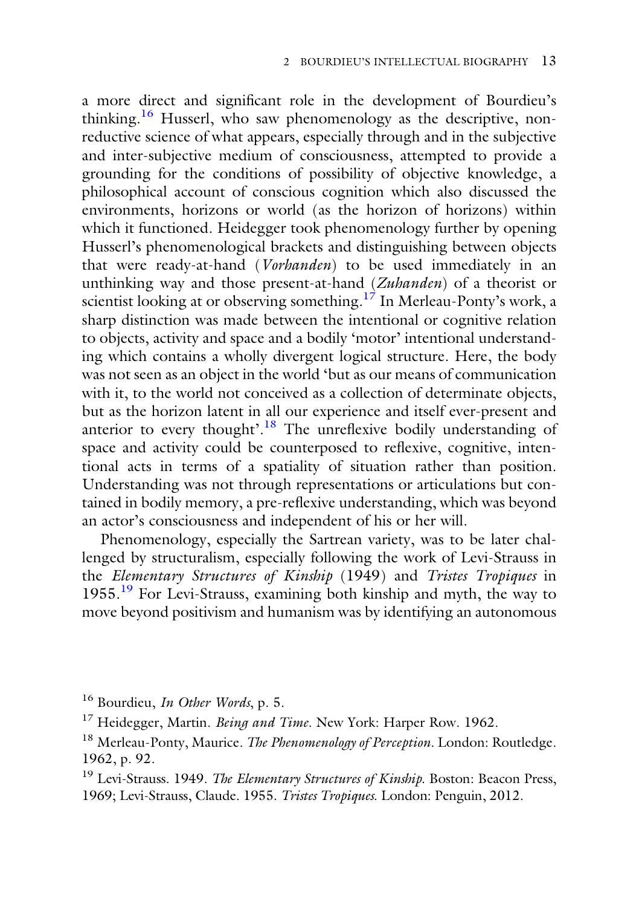a more direct and significant role in the development of Bourdieu's thinking.[16] Husserl, who saw phenomenology as the descriptive, non-reductive science of what appears, especially through and in the subjective and inter-subjective medium of consciousness, attempted to provide a grounding for the conditions of possibility of objective knowledge, a philosophical account of conscious cognition which also discussed the environments, horizons or world (as the horizon of horizons) within which it functioned. Heidegger took phenomenology further by opening Husserl's phenomenological brackets and distinguishing between objects that were ready-at-hand (*Vorhanden*) to be used immediately in an unthinking way and those present-at-hand (*Zuhanden*) of a theorist or scientist looking at or observing something.[17] In Merleau-Ponty's work, a sharp distinction was made between the intentional or cognitive relation to objects, activity and space and a bodily 'motor' intentional understanding which contains a wholly divergent logical structure. Here, the body was not seen as an object in the world 'but as our means of communication with it, to the world not conceived as a collection of determinate objects, but as the horizon latent in all our experience and itself ever-present and anterior to every thought'.[18] The unreflexive bodily understanding of space and activity could be counterposed to reflexive, cognitive, intentional acts in terms of a spatiality of situation rather than position. Understanding was not through representations or articulations but contained in bodily memory, a pre-reflexive understanding, which was beyond an actor's consciousness and independent of his or her will.

Phenomenology, especially the Sartrean variety, was to be later challenged by structuralism, especially following the work of Levi-Strauss in the *Elementary Structures of Kinship* (1949) and *Tristes Tropiques* in 1955.[19] For Levi-Strauss, examining both kinship and myth, the way to move beyond positivism and humanism was by identifying an autonomous

---

[16] Bourdieu, *In Other Words*, p. 5.

[17] Heidegger, Martin. *Being and Time*. New York: Harper Row. 1962.

[18] Merleau-Ponty, Maurice. *The Phenomenology of Perception*. London: Routledge. 1962, p. 92.

[19] Levi-Strauss. 1949. *The Elementary Structures of Kinship*. Boston: Beacon Press, 1969; Levi-Strauss, Claude. 1955. *Tristes Tropiques*. London: Penguin, 2012.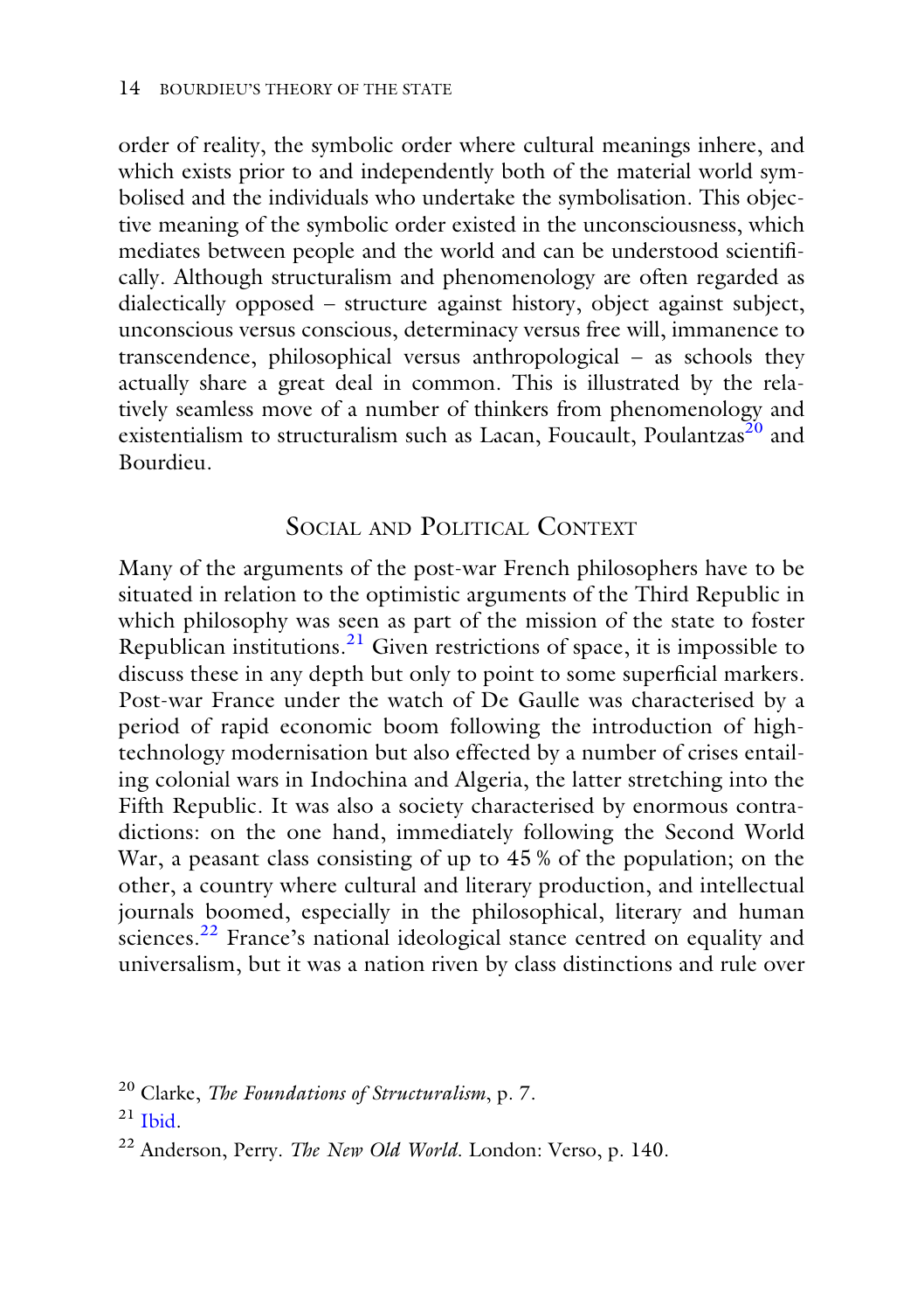order of reality, the symbolic order where cultural meanings inhere, and which exists prior to and independently both of the material world symbolised and the individuals who undertake the symbolisation. This objective meaning of the symbolic order existed in the unconsciousness, which mediates between people and the world and can be understood scientifically. Although structuralism and phenomenology are often regarded as dialectically opposed – structure against history, object against subject, unconscious versus conscious, determinacy versus free will, immanence to transcendence, philosophical versus anthropological – as schools they actually share a great deal in common. This is illustrated by the relatively seamless move of a number of thinkers from phenomenology and existentialism to structuralism such as Lacan, Foucault, Poulantzas[20] and Bourdieu.

## Social and Political Context

Many of the arguments of the post-war French philosophers have to be situated in relation to the optimistic arguments of the Third Republic in which philosophy was seen as part of the mission of the state to foster Republican institutions.[21] Given restrictions of space, it is impossible to discuss these in any depth but only to point to some superficial markers. Post-war France under the watch of De Gaulle was characterised by a period of rapid economic boom following the introduction of high-technology modernisation but also effected by a number of crises entailing colonial wars in Indochina and Algeria, the latter stretching into the Fifth Republic. It was also a society characterised by enormous contradictions: on the one hand, immediately following the Second World War, a peasant class consisting of up to 45 % of the population; on the other, a country where cultural and literary production, and intellectual journals boomed, especially in the philosophical, literary and human sciences.[22] France's national ideological stance centred on equality and universalism, but it was a nation riven by class distinctions and rule over

[20] Clarke, *The Foundations of Structuralism*, p. 7.

[21] Ibid.

[22] Anderson, Perry. *The New Old World*. London: Verso, p. 140.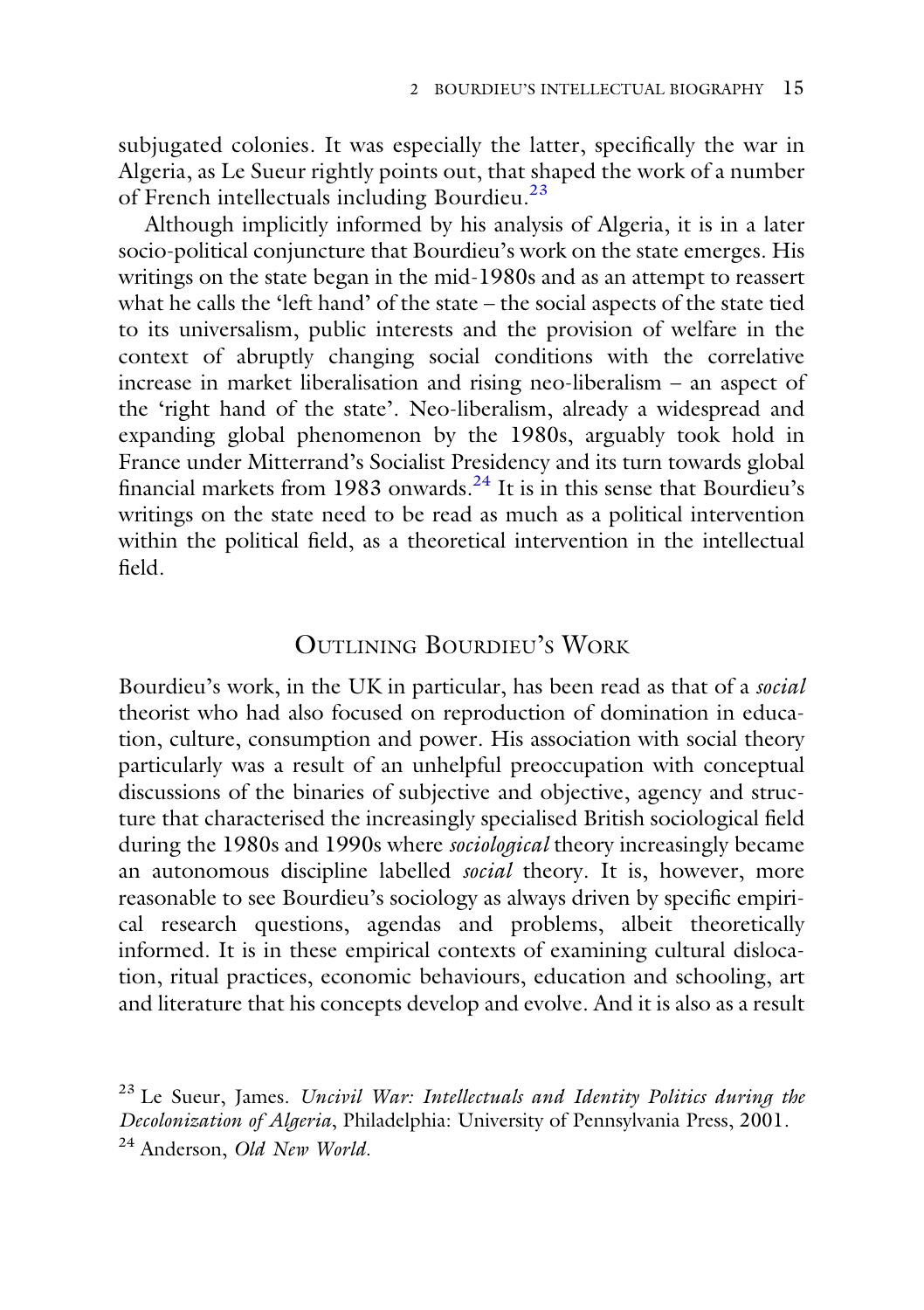subjugated colonies. It was especially the latter, specifically the war in Algeria, as Le Sueur rightly points out, that shaped the work of a number of French intellectuals including Bourdieu.[23]

Although implicitly informed by his analysis of Algeria, it is in a later socio-political conjuncture that Bourdieu's work on the state emerges. His writings on the state began in the mid-1980s and as an attempt to reassert what he calls the 'left hand' of the state – the social aspects of the state tied to its universalism, public interests and the provision of welfare in the context of abruptly changing social conditions with the correlative increase in market liberalisation and rising neo-liberalism – an aspect of the 'right hand of the state'. Neo-liberalism, already a widespread and expanding global phenomenon by the 1980s, arguably took hold in France under Mitterrand's Socialist Presidency and its turn towards global financial markets from 1983 onwards.[24] It is in this sense that Bourdieu's writings on the state need to be read as much as a political intervention within the political field, as a theoretical intervention in the intellectual field.

## Outlining Bourdieu's Work

Bourdieu's work, in the UK in particular, has been read as that of a *social* theorist who had also focused on reproduction of domination in education, culture, consumption and power. His association with social theory particularly was a result of an unhelpful preoccupation with conceptual discussions of the binaries of subjective and objective, agency and structure that characterised the increasingly specialised British sociological field during the 1980s and 1990s where *sociological* theory increasingly became an autonomous discipline labelled *social* theory. It is, however, more reasonable to see Bourdieu's sociology as always driven by specific empirical research questions, agendas and problems, albeit theoretically informed. It is in these empirical contexts of examining cultural dislocation, ritual practices, economic behaviours, education and schooling, art and literature that his concepts develop and evolve. And it is also as a result

[23] Le Sueur, James. *Uncivil War: Intellectuals and Identity Politics during the Decolonization of Algeria*, Philadelphia: University of Pennsylvania Press, 2001.

[24] Anderson, *Old New World*.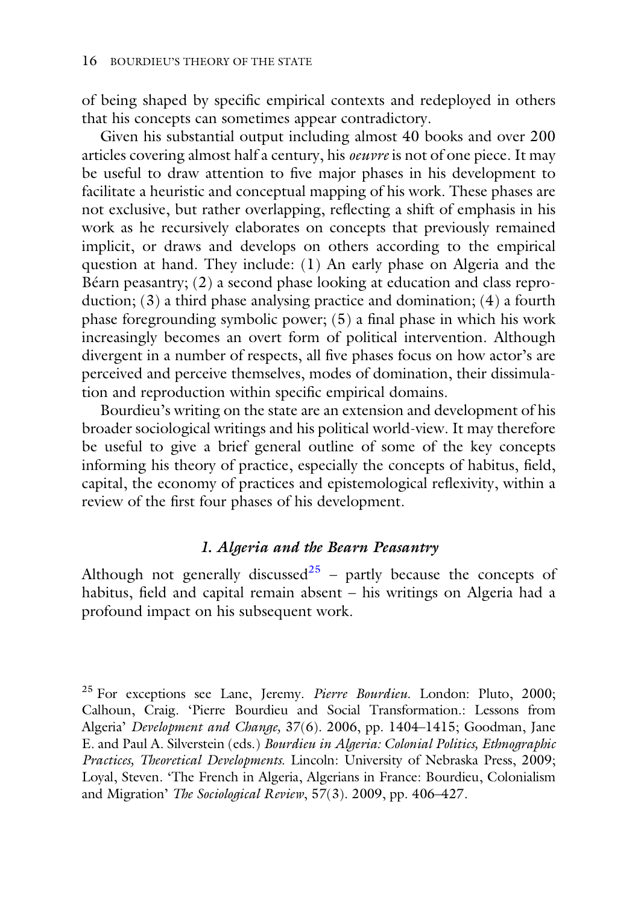of being shaped by specific empirical contexts and redeployed in others that his concepts can sometimes appear contradictory.

Given his substantial output including almost 40 books and over 200 articles covering almost half a century, his *oeuvre* is not of one piece. It may be useful to draw attention to five major phases in his development to facilitate a heuristic and conceptual mapping of his work. These phases are not exclusive, but rather overlapping, reflecting a shift of emphasis in his work as he recursively elaborates on concepts that previously remained implicit, or draws and develops on others according to the empirical question at hand. They include: (1) An early phase on Algeria and the Béarn peasantry; (2) a second phase looking at education and class reproduction; (3) a third phase analysing practice and domination; (4) a fourth phase foregrounding symbolic power; (5) a final phase in which his work increasingly becomes an overt form of political intervention. Although divergent in a number of respects, all five phases focus on how actor's are perceived and perceive themselves, modes of domination, their dissimulation and reproduction within specific empirical domains.

Bourdieu's writing on the state are an extension and development of his broader sociological writings and his political world-view. It may therefore be useful to give a brief general outline of some of the key concepts informing his theory of practice, especially the concepts of habitus, field, capital, the economy of practices and epistemological reflexivity, within a review of the first four phases of his development.

### *1. Algeria and the Bearn Peasantry*

Although not generally discussed[25] – partly because the concepts of habitus, field and capital remain absent – his writings on Algeria had a profound impact on his subsequent work.

[25] For exceptions see Lane, Jeremy. *Pierre Bourdieu.* London: Pluto, 2000; Calhoun, Craig. 'Pierre Bourdieu and Social Transformation.: Lessons from Algeria' *Development and Change,* 37(6). 2006, pp. 1404–1415; Goodman, Jane E. and Paul A. Silverstein (eds.) *Bourdieu in Algeria: Colonial Politics, Ethnographic Practices, Theoretical Developments.* Lincoln: University of Nebraska Press, 2009; Loyal, Steven. 'The French in Algeria, Algerians in France: Bourdieu, Colonialism and Migration' *The Sociological Review*, 57(3). 2009, pp. 406–427.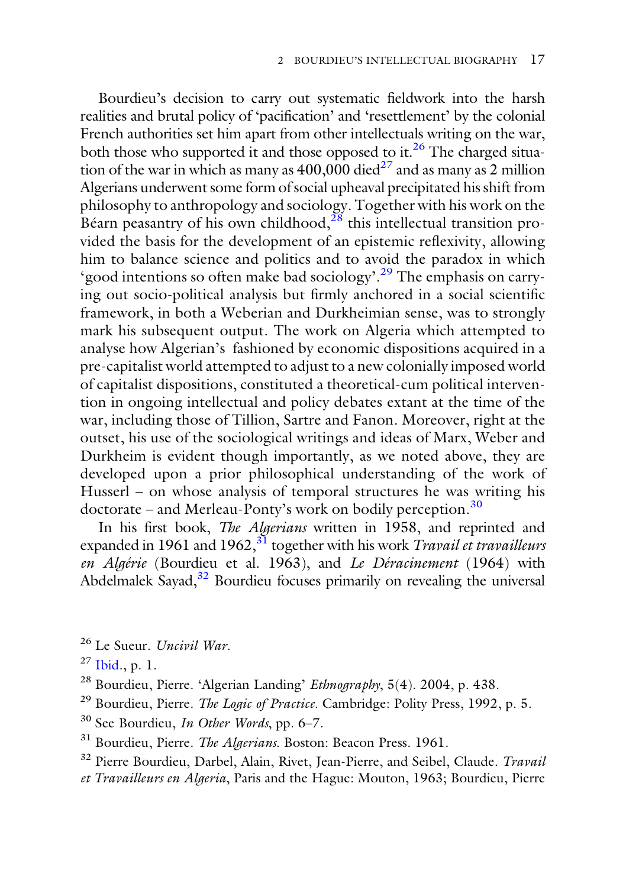Bourdieu's decision to carry out systematic fieldwork into the harsh realities and brutal policy of 'pacification' and 'resettlement' by the colonial French authorities set him apart from other intellectuals writing on the war, both those who supported it and those opposed to it.[26] The charged situation of the war in which as many as 400,000 died[27] and as many as 2 million Algerians underwent some form of social upheaval precipitated his shift from philosophy to anthropology and sociology. Together with his work on the Béarn peasantry of his own childhood,[28] this intellectual transition provided the basis for the development of an epistemic reflexivity, allowing him to balance science and politics and to avoid the paradox in which 'good intentions so often make bad sociology'.[29] The emphasis on carrying out socio-political analysis but firmly anchored in a social scientific framework, in both a Weberian and Durkheimian sense, was to strongly mark his subsequent output. The work on Algeria which attempted to analyse how Algerian's fashioned by economic dispositions acquired in a pre-capitalist world attempted to adjust to a new colonially imposed world of capitalist dispositions, constituted a theoretical-cum political intervention in ongoing intellectual and policy debates extant at the time of the war, including those of Tillion, Sartre and Fanon. Moreover, right at the outset, his use of the sociological writings and ideas of Marx, Weber and Durkheim is evident though importantly, as we noted above, they are developed upon a prior philosophical understanding of the work of Husserl – on whose analysis of temporal structures he was writing his doctorate – and Merleau-Ponty's work on bodily perception.[30]

In his first book, *The Algerians* written in 1958, and reprinted and expanded in 1961 and 1962,[31] together with his work *Travail et travailleurs en Algérie* (Bourdieu et al. 1963), and *Le Déracinement* (1964) with Abdelmalek Sayad,[32] Bourdieu focuses primarily on revealing the universal

[26] Le Sueur. *Uncivil War*.

[27] Ibid., p. 1.

[28] Bourdieu, Pierre. 'Algerian Landing' *Ethnography*, 5(4). 2004, p. 438.

[29] Bourdieu, Pierre. *The Logic of Practice*. Cambridge: Polity Press, 1992, p. 5.

[30] See Bourdieu, *In Other Words*, pp. 6–7.

[31] Bourdieu, Pierre. *The Algerians*. Boston: Beacon Press. 1961.

[32] Pierre Bourdieu, Darbel, Alain, Rivet, Jean-Pierre, and Seibel, Claude. *Travail et Travailleurs en Algeria*, Paris and the Hague: Mouton, 1963; Bourdieu, Pierre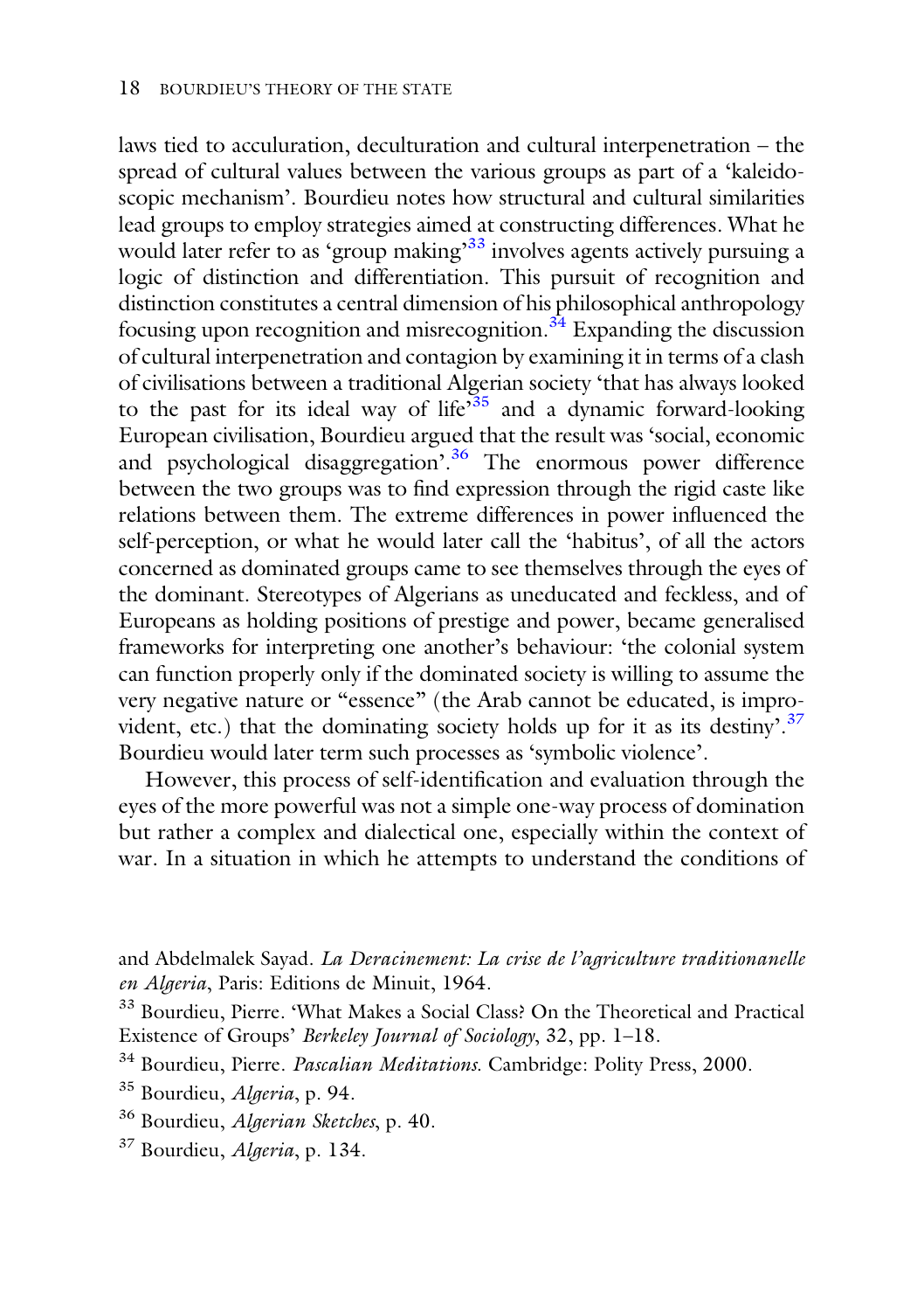laws tied to acculuration, deculturation and cultural interpenetration – the spread of cultural values between the various groups as part of a 'kaleidoscopic mechanism'. Bourdieu notes how structural and cultural similarities lead groups to employ strategies aimed at constructing differences. What he would later refer to as 'group making'[33] involves agents actively pursuing a logic of distinction and differentiation. This pursuit of recognition and distinction constitutes a central dimension of his philosophical anthropology focusing upon recognition and misrecognition.[34] Expanding the discussion of cultural interpenetration and contagion by examining it in terms of a clash of civilisations between a traditional Algerian society 'that has always looked to the past for its ideal way of life'[35] and a dynamic forward-looking European civilisation, Bourdieu argued that the result was 'social, economic and psychological disaggregation'.[36] The enormous power difference between the two groups was to find expression through the rigid caste like relations between them. The extreme differences in power influenced the self-perception, or what he would later call the 'habitus', of all the actors concerned as dominated groups came to see themselves through the eyes of the dominant. Stereotypes of Algerians as uneducated and feckless, and of Europeans as holding positions of prestige and power, became generalised frameworks for interpreting one another's behaviour: 'the colonial system can function properly only if the dominated society is willing to assume the very negative nature or "essence" (the Arab cannot be educated, is improvident, etc.) that the dominating society holds up for it as its destiny'.[37] Bourdieu would later term such processes as 'symbolic violence'.

However, this process of self-identification and evaluation through the eyes of the more powerful was not a simple one-way process of domination but rather a complex and dialectical one, especially within the context of war. In a situation in which he attempts to understand the conditions of

and Abdelmalek Sayad. *La Deracinement: La crise de l'agriculture traditionanelle en Algeria*, Paris: Editions de Minuit, 1964.

[33] Bourdieu, Pierre. 'What Makes a Social Class? On the Theoretical and Practical Existence of Groups' *Berkeley Journal of Sociology*, 32, pp. 1–18.

[34] Bourdieu, Pierre. *Pascalian Meditations.* Cambridge: Polity Press, 2000.

[35] Bourdieu, *Algeria*, p. 94.

[36] Bourdieu, *Algerian Sketches*, p. 40.

[37] Bourdieu, *Algeria*, p. 134.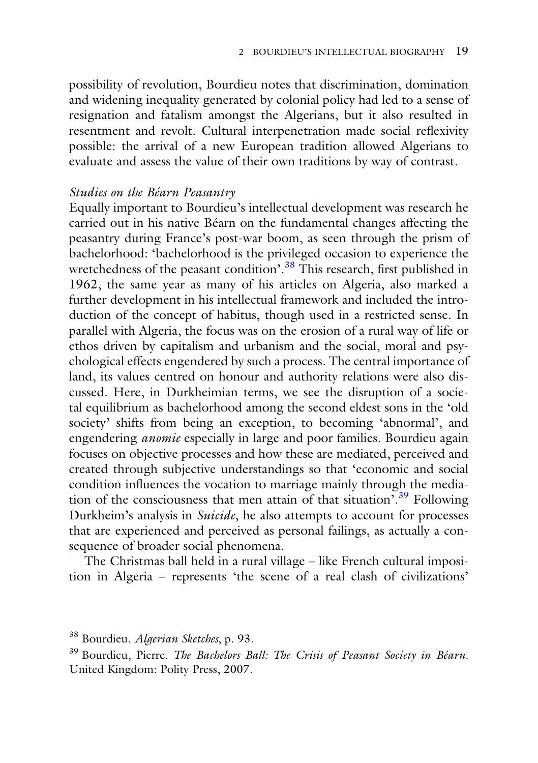possibility of revolution, Bourdieu notes that discrimination, domination and widening inequality generated by colonial policy had led to a sense of resignation and fatalism amongst the Algerians, but it also resulted in resentment and revolt. Cultural interpenetration made social reflexivity possible: the arrival of a new European tradition allowed Algerians to evaluate and assess the value of their own traditions by way of contrast.

*Studies on the Béarn Peasantry*

Equally important to Bourdieu's intellectual development was research he carried out in his native Béarn on the fundamental changes affecting the peasantry during France's post-war boom, as seen through the prism of bachelorhood: 'bachelorhood is the privileged occasion to experience the wretchedness of the peasant condition'.[38] This research, first published in 1962, the same year as many of his articles on Algeria, also marked a further development in his intellectual framework and included the introduction of the concept of habitus, though used in a restricted sense. In parallel with Algeria, the focus was on the erosion of a rural way of life or ethos driven by capitalism and urbanism and the social, moral and psychological effects engendered by such a process. The central importance of land, its values centred on honour and authority relations were also discussed. Here, in Durkheimian terms, we see the disruption of a societal equilibrium as bachelorhood among the second eldest sons in the 'old society' shifts from being an exception, to becoming 'abnormal', and engendering *anomie* especially in large and poor families. Bourdieu again focuses on objective processes and how these are mediated, perceived and created through subjective understandings so that 'economic and social condition influences the vocation to marriage mainly through the mediation of the consciousness that men attain of that situation'.[39] Following Durkheim's analysis in *Suicide*, he also attempts to account for processes that are experienced and perceived as personal failings, as actually a consequence of broader social phenomena.

The Christmas ball held in a rural village – like French cultural imposition in Algeria – represents 'the scene of a real clash of civilizations'

[38] Bourdieu. *Algerian Sketches*, p. 93.

[39] Bourdieu, Pierre. *The Bachelors Ball: The Crisis of Peasant Society in Béarn*. United Kingdom: Polity Press, 2007.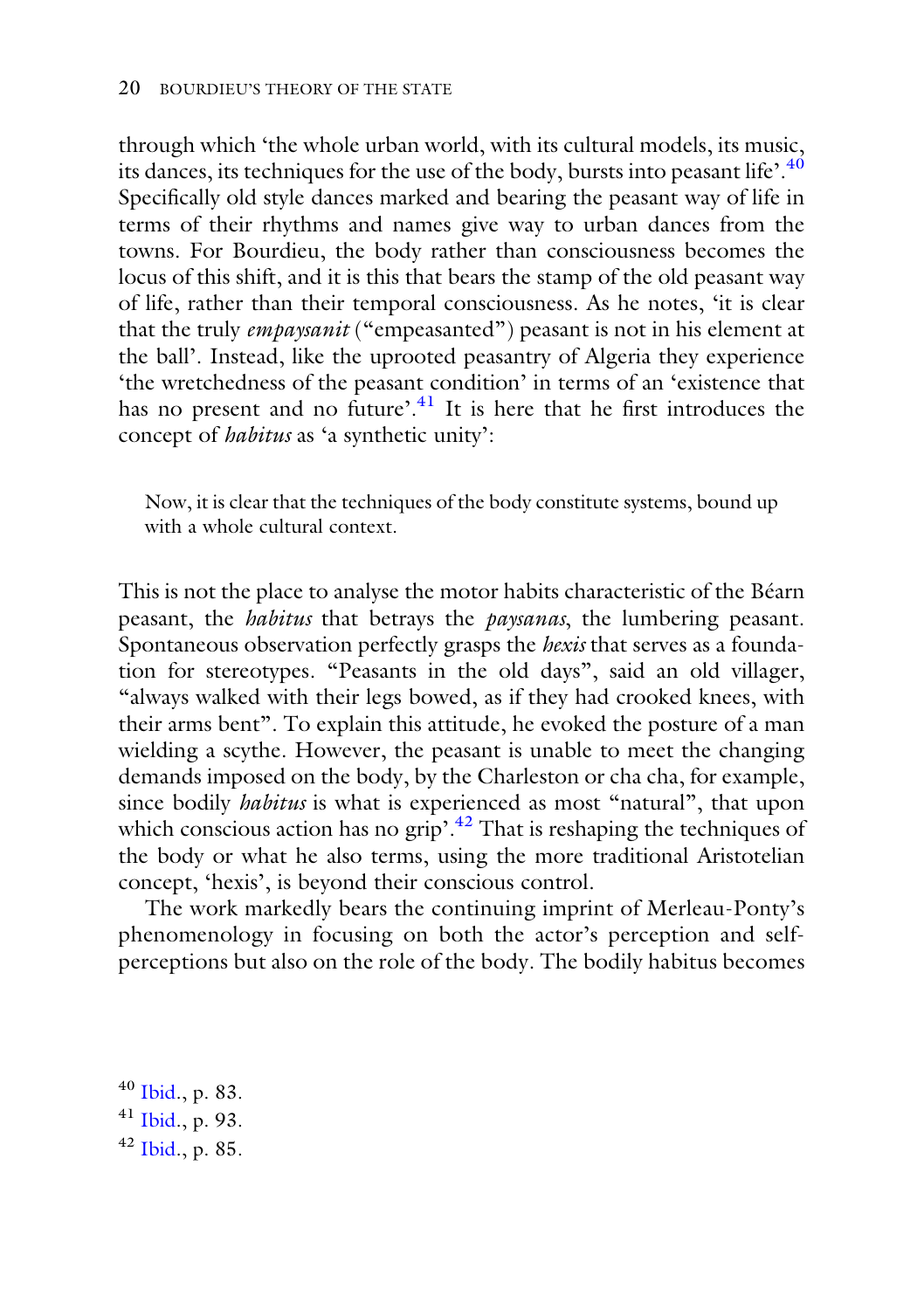through which 'the whole urban world, with its cultural models, its music, its dances, its techniques for the use of the body, bursts into peasant life'.[40] Specifically old style dances marked and bearing the peasant way of life in terms of their rhythms and names give way to urban dances from the towns. For Bourdieu, the body rather than consciousness becomes the locus of this shift, and it is this that bears the stamp of the old peasant way of life, rather than their temporal consciousness. As he notes, 'it is clear that the truly *empaysanit* ("empeasanted") peasant is not in his element at the ball'. Instead, like the uprooted peasantry of Algeria they experience 'the wretchedness of the peasant condition' in terms of an 'existence that has no present and no future'.[41] It is here that he first introduces the concept of *habitus* as 'a synthetic unity':

> Now, it is clear that the techniques of the body constitute systems, bound up with a whole cultural context.

This is not the place to analyse the motor habits characteristic of the Béarn peasant, the *habitus* that betrays the *paysanas*, the lumbering peasant. Spontaneous observation perfectly grasps the *hexis* that serves as a foundation for stereotypes. "Peasants in the old days", said an old villager, "always walked with their legs bowed, as if they had crooked knees, with their arms bent". To explain this attitude, he evoked the posture of a man wielding a scythe. However, the peasant is unable to meet the changing demands imposed on the body, by the Charleston or cha cha, for example, since bodily *habitus* is what is experienced as most "natural", that upon which conscious action has no grip'.[42] That is reshaping the techniques of the body or what he also terms, using the more traditional Aristotelian concept, 'hexis', is beyond their conscious control.

The work markedly bears the continuing imprint of Merleau-Ponty's phenomenology in focusing on both the actor's perception and self-perceptions but also on the role of the body. The bodily habitus becomes

[40] Ibid., p. 83.
[41] Ibid., p. 93.
[42] Ibid., p. 85.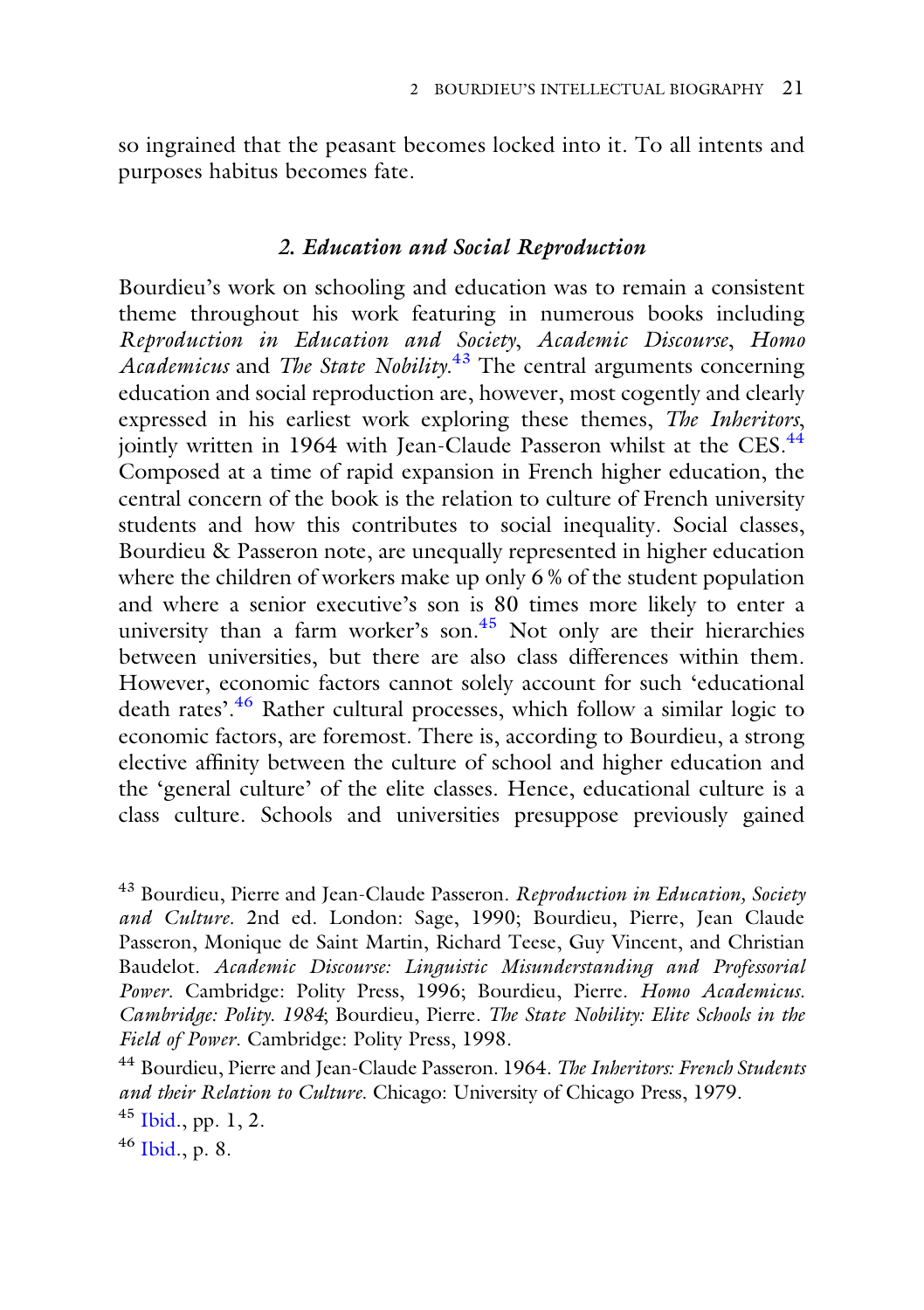so ingrained that the peasant becomes locked into it. To all intents and purposes habitus becomes fate.

### *2. Education and Social Reproduction*

Bourdieu's work on schooling and education was to remain a consistent theme throughout his work featuring in numerous books including *Reproduction in Education and Society*, *Academic Discourse*, *Homo Academicus* and *The State Nobility*.[43] The central arguments concerning education and social reproduction are, however, most cogently and clearly expressed in his earliest work exploring these themes, *The Inheritors*, jointly written in 1964 with Jean-Claude Passeron whilst at the CES.[44] Composed at a time of rapid expansion in French higher education, the central concern of the book is the relation to culture of French university students and how this contributes to social inequality. Social classes, Bourdieu & Passeron note, are unequally represented in higher education where the children of workers make up only 6 % of the student population and where a senior executive's son is 80 times more likely to enter a university than a farm worker's son.[45] Not only are their hierarchies between universities, but there are also class differences within them. However, economic factors cannot solely account for such 'educational death rates'.[46] Rather cultural processes, which follow a similar logic to economic factors, are foremost. There is, according to Bourdieu, a strong elective affinity between the culture of school and higher education and the 'general culture' of the elite classes. Hence, educational culture is a class culture. Schools and universities presuppose previously gained

---

[43] Bourdieu, Pierre and Jean-Claude Passeron. *Reproduction in Education, Society and Culture*. 2nd ed. London: Sage, 1990; Bourdieu, Pierre, Jean Claude Passeron, Monique de Saint Martin, Richard Teese, Guy Vincent, and Christian Baudelot. *Academic Discourse: Linguistic Misunderstanding and Professorial Power*. Cambridge: Polity Press, 1996; Bourdieu, Pierre. *Homo Academicus. Cambridge: Polity. 1984*; Bourdieu, Pierre. *The State Nobility: Elite Schools in the Field of Power*. Cambridge: Polity Press, 1998.

[44] Bourdieu, Pierre and Jean-Claude Passeron. 1964. *The Inheritors: French Students and their Relation to Culture*. Chicago: University of Chicago Press, 1979.

[45] Ibid., pp. 1, 2.

[46] Ibid., p. 8.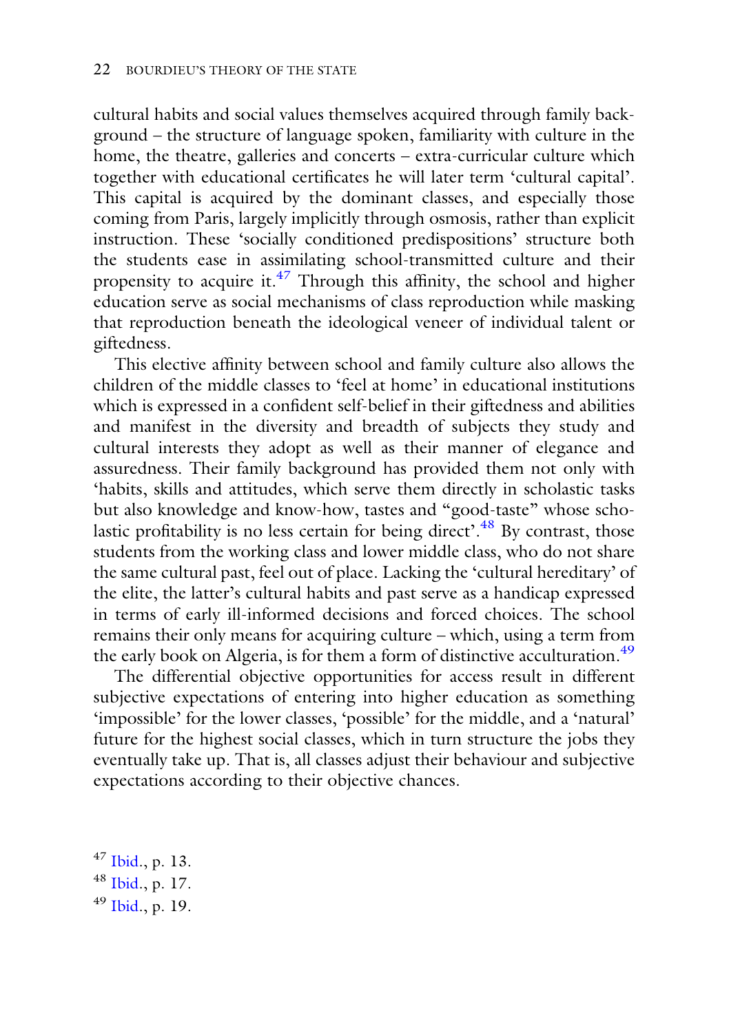cultural habits and social values themselves acquired through family background – the structure of language spoken, familiarity with culture in the home, the theatre, galleries and concerts – extra-curricular culture which together with educational certificates he will later term 'cultural capital'. This capital is acquired by the dominant classes, and especially those coming from Paris, largely implicitly through osmosis, rather than explicit instruction. These 'socially conditioned predispositions' structure both the students ease in assimilating school-transmitted culture and their propensity to acquire it.[47] Through this affinity, the school and higher education serve as social mechanisms of class reproduction while masking that reproduction beneath the ideological veneer of individual talent or giftedness.

This elective affinity between school and family culture also allows the children of the middle classes to 'feel at home' in educational institutions which is expressed in a confident self-belief in their giftedness and abilities and manifest in the diversity and breadth of subjects they study and cultural interests they adopt as well as their manner of elegance and assuredness. Their family background has provided them not only with 'habits, skills and attitudes, which serve them directly in scholastic tasks but also knowledge and know-how, tastes and "good-taste" whose scholastic profitability is no less certain for being direct'.[48] By contrast, those students from the working class and lower middle class, who do not share the same cultural past, feel out of place. Lacking the 'cultural hereditary' of the elite, the latter's cultural habits and past serve as a handicap expressed in terms of early ill-informed decisions and forced choices. The school remains their only means for acquiring culture – which, using a term from the early book on Algeria, is for them a form of distinctive acculturation.[49]

The differential objective opportunities for access result in different subjective expectations of entering into higher education as something 'impossible' for the lower classes, 'possible' for the middle, and a 'natural' future for the highest social classes, which in turn structure the jobs they eventually take up. That is, all classes adjust their behaviour and subjective expectations according to their objective chances.

[47] Ibid., p. 13.
[48] Ibid., p. 17.
[49] Ibid., p. 19.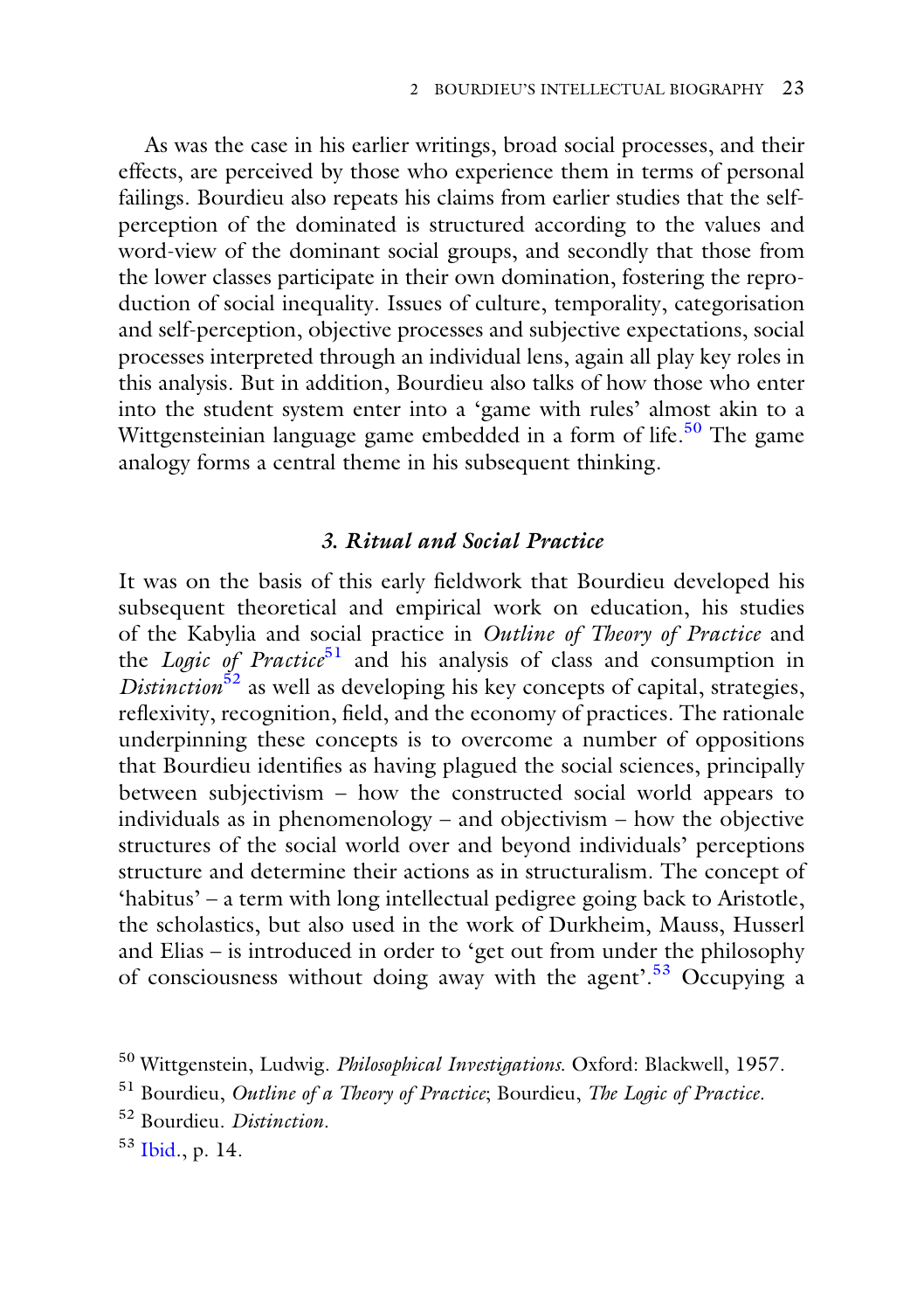As was the case in his earlier writings, broad social processes, and their effects, are perceived by those who experience them in terms of personal failings. Bourdieu also repeats his claims from earlier studies that the self-perception of the dominated is structured according to the values and word-view of the dominant social groups, and secondly that those from the lower classes participate in their own domination, fostering the reproduction of social inequality. Issues of culture, temporality, categorisation and self-perception, objective processes and subjective expectations, social processes interpreted through an individual lens, again all play key roles in this analysis. But in addition, Bourdieu also talks of how those who enter into the student system enter into a 'game with rules' almost akin to a Wittgensteinian language game embedded in a form of life.[50] The game analogy forms a central theme in his subsequent thinking.

### *3. Ritual and Social Practice*

It was on the basis of this early fieldwork that Bourdieu developed his subsequent theoretical and empirical work on education, his studies of the Kabylia and social practice in *Outline of Theory of Practice* and the *Logic of Practice*[51] and his analysis of class and consumption in *Distinction*[52] as well as developing his key concepts of capital, strategies, reflexivity, recognition, field, and the economy of practices. The rationale underpinning these concepts is to overcome a number of oppositions that Bourdieu identifies as having plagued the social sciences, principally between subjectivism – how the constructed social world appears to individuals as in phenomenology – and objectivism – how the objective structures of the social world over and beyond individuals' perceptions structure and determine their actions as in structuralism. The concept of 'habitus' – a term with long intellectual pedigree going back to Aristotle, the scholastics, but also used in the work of Durkheim, Mauss, Husserl and Elias – is introduced in order to 'get out from under the philosophy of consciousness without doing away with the agent'.[53] Occupying a

[50] Wittgenstein, Ludwig. *Philosophical Investigations*. Oxford: Blackwell, 1957.

[51] Bourdieu, *Outline of a Theory of Practice*; Bourdieu, *The Logic of Practice*.

[52] Bourdieu. *Distinction*.

[53] Ibid., p. 14.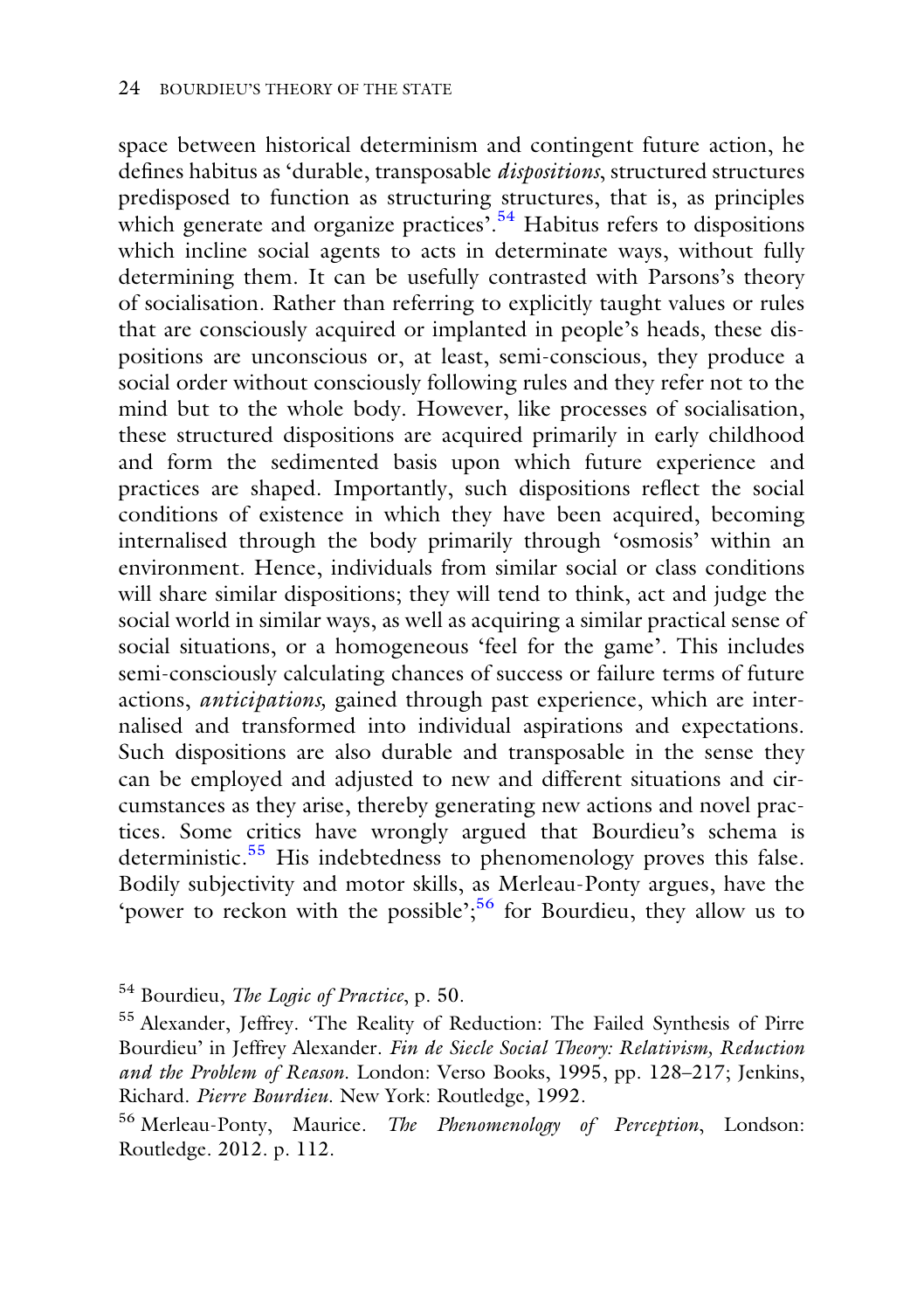space between historical determinism and contingent future action, he defines habitus as 'durable, transposable *dispositions*, structured structures predisposed to function as structuring structures, that is, as principles which generate and organize practices'.[54] Habitus refers to dispositions which incline social agents to acts in determinate ways, without fully determining them. It can be usefully contrasted with Parsons's theory of socialisation. Rather than referring to explicitly taught values or rules that are consciously acquired or implanted in people's heads, these dispositions are unconscious or, at least, semi-conscious, they produce a social order without consciously following rules and they refer not to the mind but to the whole body. However, like processes of socialisation, these structured dispositions are acquired primarily in early childhood and form the sedimented basis upon which future experience and practices are shaped. Importantly, such dispositions reflect the social conditions of existence in which they have been acquired, becoming internalised through the body primarily through 'osmosis' within an environment. Hence, individuals from similar social or class conditions will share similar dispositions; they will tend to think, act and judge the social world in similar ways, as well as acquiring a similar practical sense of social situations, or a homogeneous 'feel for the game'. This includes semi-consciously calculating chances of success or failure terms of future actions, *anticipations,* gained through past experience, which are internalised and transformed into individual aspirations and expectations. Such dispositions are also durable and transposable in the sense they can be employed and adjusted to new and different situations and circumstances as they arise, thereby generating new actions and novel practices. Some critics have wrongly argued that Bourdieu's schema is deterministic.[55] His indebtedness to phenomenology proves this false. Bodily subjectivity and motor skills, as Merleau-Ponty argues, have the 'power to reckon with the possible';[56] for Bourdieu, they allow us to

[54] Bourdieu, *The Logic of Practice*, p. 50.

[55] Alexander, Jeffrey. 'The Reality of Reduction: The Failed Synthesis of Pirre Bourdieu' in Jeffrey Alexander. *Fin de Siecle Social Theory: Relativism, Reduction and the Problem of Reason*. London: Verso Books, 1995, pp. 128–217; Jenkins, Richard. *Pierre Bourdieu*. New York: Routledge, 1992.

[56] Merleau-Ponty, Maurice. *The Phenomenology of Perception*, Londson: Routledge. 2012. p. 112.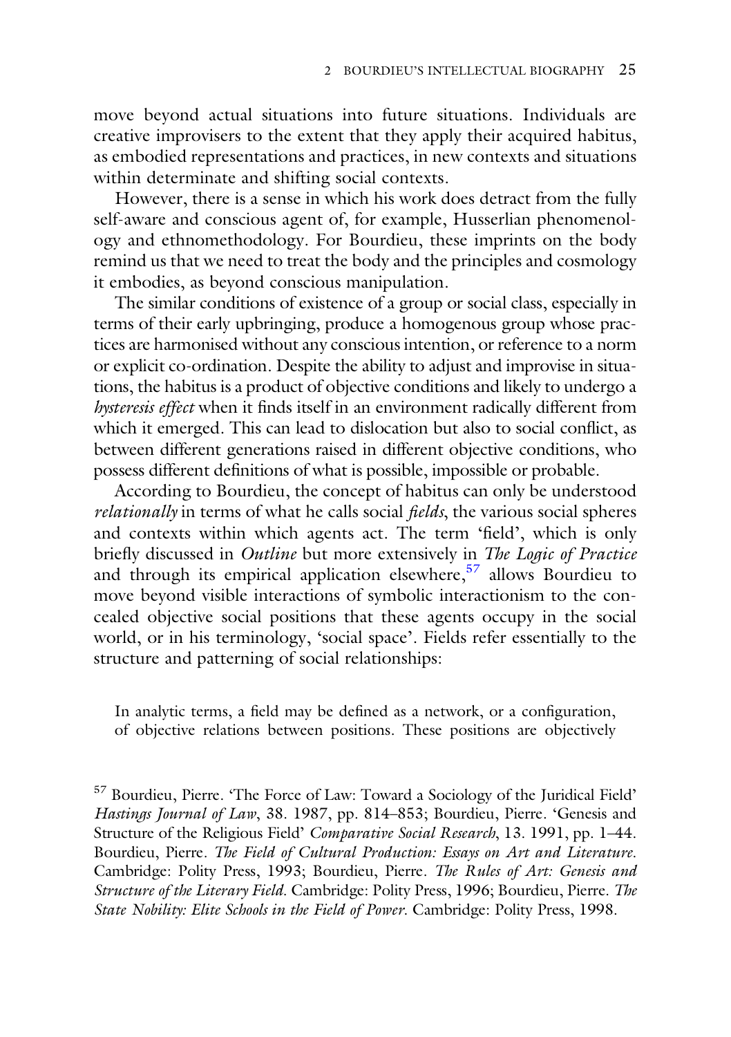move beyond actual situations into future situations. Individuals are creative improvisers to the extent that they apply their acquired habitus, as embodied representations and practices, in new contexts and situations within determinate and shifting social contexts.

However, there is a sense in which his work does detract from the fully self-aware and conscious agent of, for example, Husserlian phenomenology and ethnomethodology. For Bourdieu, these imprints on the body remind us that we need to treat the body and the principles and cosmology it embodies, as beyond conscious manipulation.

The similar conditions of existence of a group or social class, especially in terms of their early upbringing, produce a homogenous group whose practices are harmonised without any conscious intention, or reference to a norm or explicit co-ordination. Despite the ability to adjust and improvise in situations, the habitus is a product of objective conditions and likely to undergo a *hysteresis effect* when it finds itself in an environment radically different from which it emerged. This can lead to dislocation but also to social conflict, as between different generations raised in different objective conditions, who possess different definitions of what is possible, impossible or probable.

According to Bourdieu, the concept of habitus can only be understood *relationally* in terms of what he calls social *fields*, the various social spheres and contexts within which agents act. The term 'field', which is only briefly discussed in *Outline* but more extensively in *The Logic of Practice* and through its empirical application elsewhere,[57] allows Bourdieu to move beyond visible interactions of symbolic interactionism to the concealed objective social positions that these agents occupy in the social world, or in his terminology, 'social space'. Fields refer essentially to the structure and patterning of social relationships:

> In analytic terms, a field may be defined as a network, or a configuration, of objective relations between positions. These positions are objectively

[57] Bourdieu, Pierre. 'The Force of Law: Toward a Sociology of the Juridical Field' *Hastings Journal of Law*, 38. 1987, pp. 814–853; Bourdieu, Pierre. 'Genesis and Structure of the Religious Field' *Comparative Social Research*, 13. 1991, pp. 1–44. Bourdieu, Pierre. *The Field of Cultural Production: Essays on Art and Literature*. Cambridge: Polity Press, 1993; Bourdieu, Pierre. *The Rules of Art: Genesis and Structure of the Literary Field*. Cambridge: Polity Press, 1996; Bourdieu, Pierre. *The State Nobility: Elite Schools in the Field of Power*. Cambridge: Polity Press, 1998.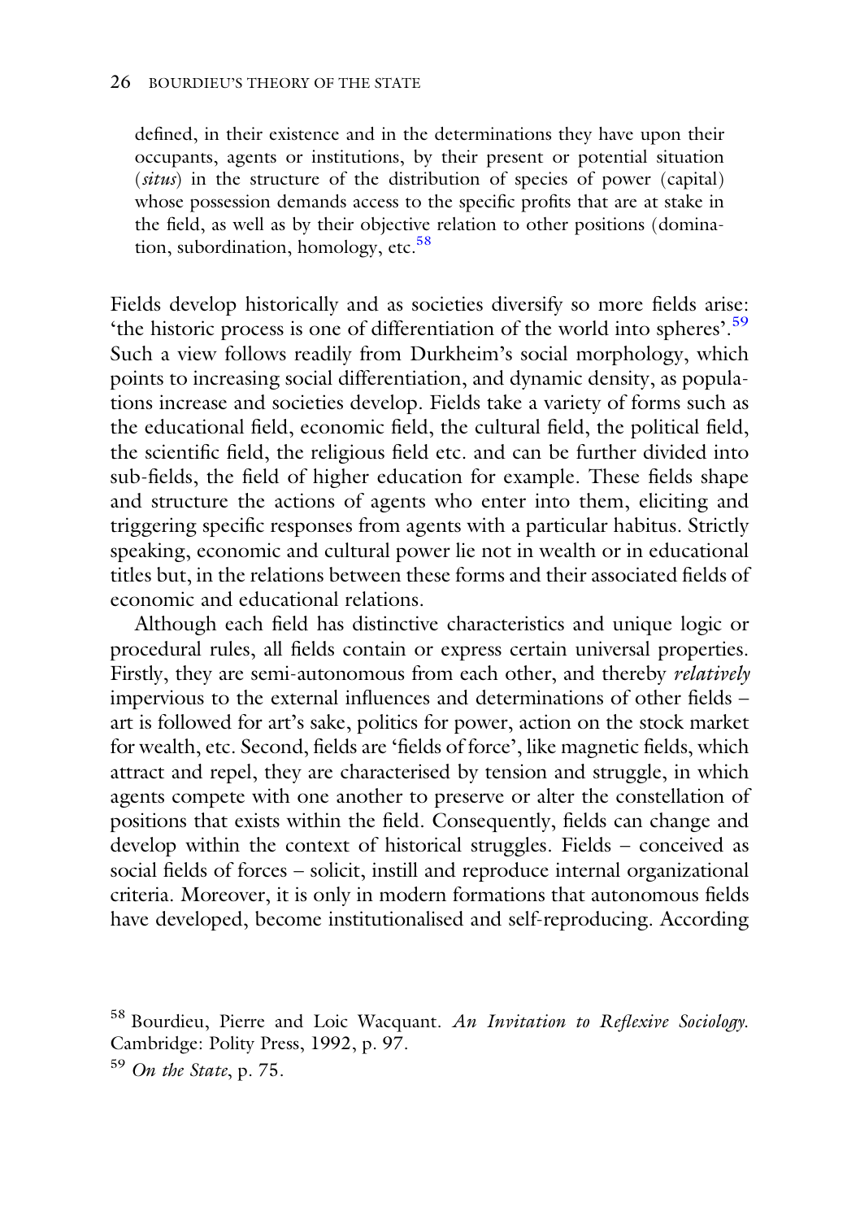> defined, in their existence and in the determinations they have upon their occupants, agents or institutions, by their present or potential situation (*situs*) in the structure of the distribution of species of power (capital) whose possession demands access to the specific profits that are at stake in the field, as well as by their objective relation to other positions (domination, subordination, homology, etc.[58]

Fields develop historically and as societies diversify so more fields arise: 'the historic process is one of differentiation of the world into spheres'.[59] Such a view follows readily from Durkheim's social morphology, which points to increasing social differentiation, and dynamic density, as populations increase and societies develop. Fields take a variety of forms such as the educational field, economic field, the cultural field, the political field, the scientific field, the religious field etc. and can be further divided into sub-fields, the field of higher education for example. These fields shape and structure the actions of agents who enter into them, eliciting and triggering specific responses from agents with a particular habitus. Strictly speaking, economic and cultural power lie not in wealth or in educational titles but, in the relations between these forms and their associated fields of economic and educational relations.

Although each field has distinctive characteristics and unique logic or procedural rules, all fields contain or express certain universal properties. Firstly, they are semi-autonomous from each other, and thereby *relatively* impervious to the external influences and determinations of other fields – art is followed for art's sake, politics for power, action on the stock market for wealth, etc. Second, fields are 'fields of force', like magnetic fields, which attract and repel, they are characterised by tension and struggle, in which agents compete with one another to preserve or alter the constellation of positions that exists within the field. Consequently, fields can change and develop within the context of historical struggles. Fields – conceived as social fields of forces – solicit, instill and reproduce internal organizational criteria. Moreover, it is only in modern formations that autonomous fields have developed, become institutionalised and self-reproducing. According

[58] Bourdieu, Pierre and Loic Wacquant. *An Invitation to Reflexive Sociology.* Cambridge: Polity Press, 1992, p. 97.

[59] *On the State*, p. 75.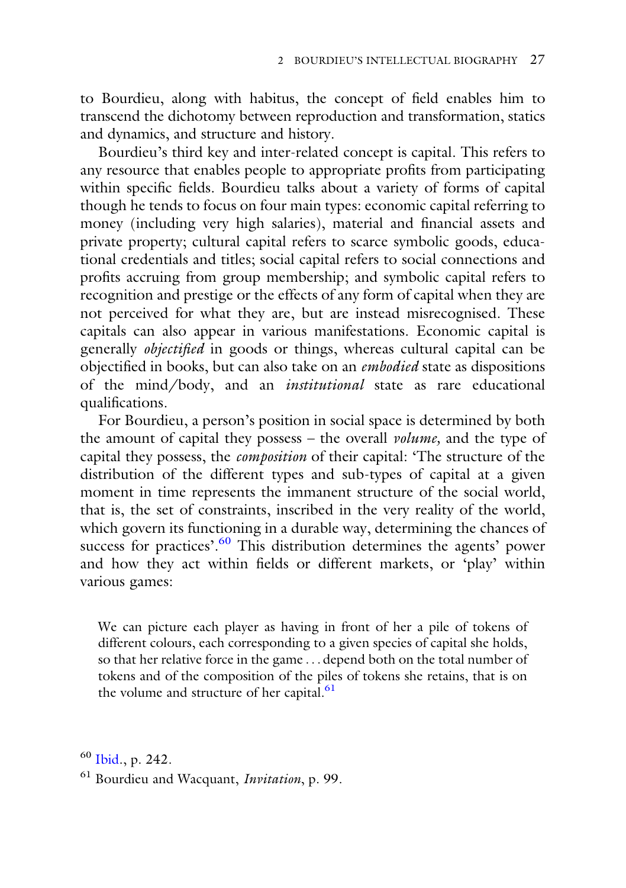to Bourdieu, along with habitus, the concept of field enables him to transcend the dichotomy between reproduction and transformation, statics and dynamics, and structure and history.

Bourdieu's third key and inter-related concept is capital. This refers to any resource that enables people to appropriate profits from participating within specific fields. Bourdieu talks about a variety of forms of capital though he tends to focus on four main types: economic capital referring to money (including very high salaries), material and financial assets and private property; cultural capital refers to scarce symbolic goods, educational credentials and titles; social capital refers to social connections and profits accruing from group membership; and symbolic capital refers to recognition and prestige or the effects of any form of capital when they are not perceived for what they are, but are instead misrecognised. These capitals can also appear in various manifestations. Economic capital is generally *objectified* in goods or things, whereas cultural capital can be objectified in books, but can also take on an *embodied* state as dispositions of the mind/body, and an *institutional* state as rare educational qualifications.

For Bourdieu, a person's position in social space is determined by both the amount of capital they possess – the overall *volume,* and the type of capital they possess, the *composition* of their capital: 'The structure of the distribution of the different types and sub-types of capital at a given moment in time represents the immanent structure of the social world, that is, the set of constraints, inscribed in the very reality of the world, which govern its functioning in a durable way, determining the chances of success for practices'.[60] This distribution determines the agents' power and how they act within fields or different markets, or 'play' within various games:

> We can picture each player as having in front of her a pile of tokens of different colours, each corresponding to a given species of capital she holds, so that her relative force in the game . . . depend both on the total number of tokens and of the composition of the piles of tokens she retains, that is on the volume and structure of her capital.[61]

[60] Ibid., p. 242.

[61] Bourdieu and Wacquant, *Invitation*, p. 99.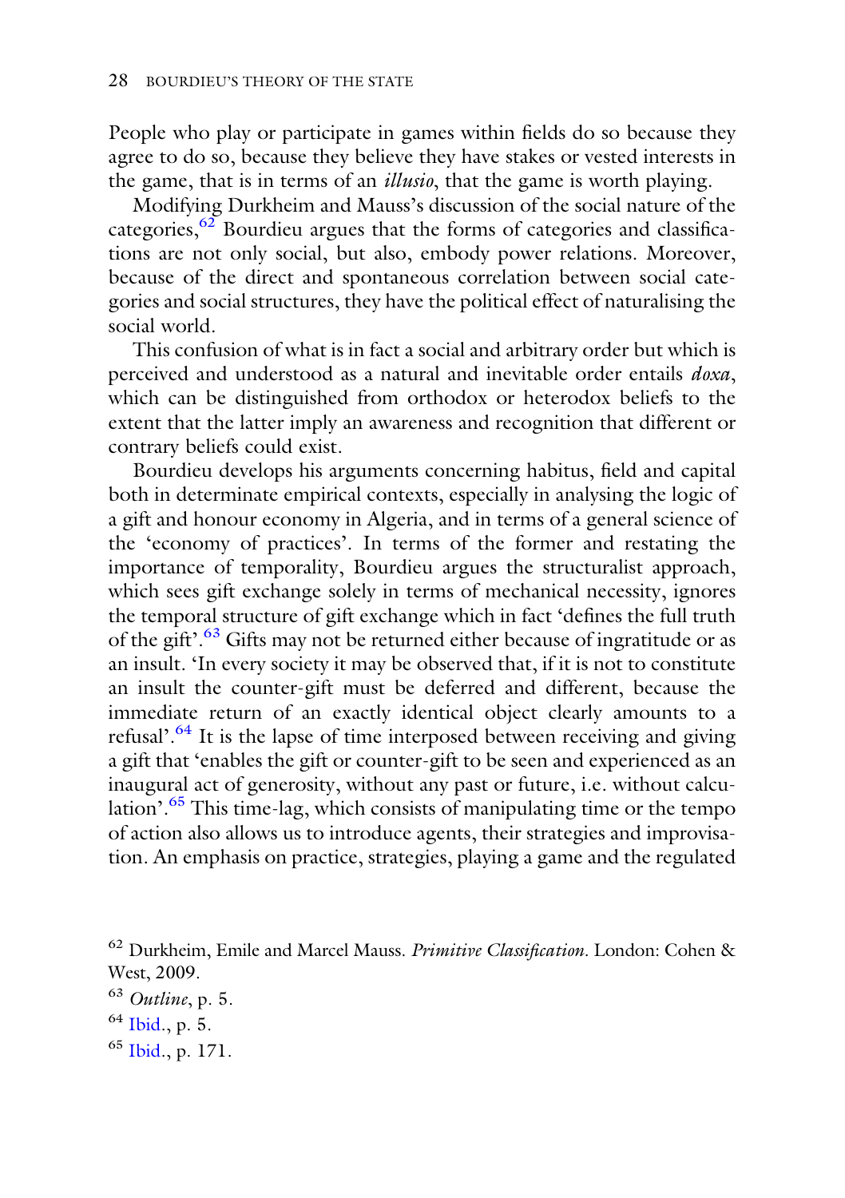People who play or participate in games within fields do so because they agree to do so, because they believe they have stakes or vested interests in the game, that is in terms of an *illusio*, that the game is worth playing.

Modifying Durkheim and Mauss's discussion of the social nature of the categories,[62] Bourdieu argues that the forms of categories and classifications are not only social, but also, embody power relations. Moreover, because of the direct and spontaneous correlation between social categories and social structures, they have the political effect of naturalising the social world.

This confusion of what is in fact a social and arbitrary order but which is perceived and understood as a natural and inevitable order entails *doxa*, which can be distinguished from orthodox or heterodox beliefs to the extent that the latter imply an awareness and recognition that different or contrary beliefs could exist.

Bourdieu develops his arguments concerning habitus, field and capital both in determinate empirical contexts, especially in analysing the logic of a gift and honour economy in Algeria, and in terms of a general science of the 'economy of practices'. In terms of the former and restating the importance of temporality, Bourdieu argues the structuralist approach, which sees gift exchange solely in terms of mechanical necessity, ignores the temporal structure of gift exchange which in fact 'defines the full truth of the gift'.[63] Gifts may not be returned either because of ingratitude or as an insult. 'In every society it may be observed that, if it is not to constitute an insult the counter-gift must be deferred and different, because the immediate return of an exactly identical object clearly amounts to a refusal'.[64] It is the lapse of time interposed between receiving and giving a gift that 'enables the gift or counter-gift to be seen and experienced as an inaugural act of generosity, without any past or future, i.e. without calculation'.[65] This time-lag, which consists of manipulating time or the tempo of action also allows us to introduce agents, their strategies and improvisation. An emphasis on practice, strategies, playing a game and the regulated

[62] Durkheim, Emile and Marcel Mauss. *Primitive Classification*. London: Cohen & West, 2009.

[63] *Outline*, p. 5.

[64] Ibid., p. 5.

[65] Ibid., p. 171.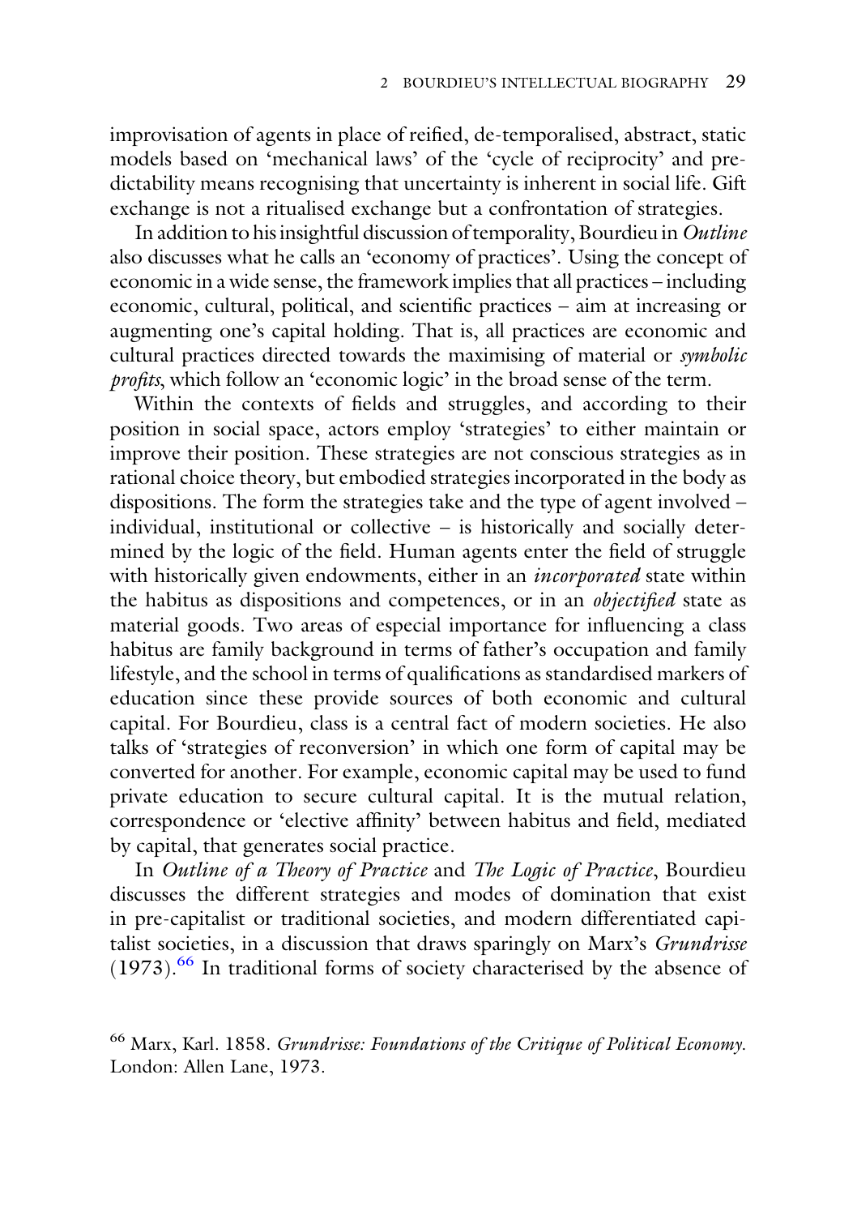improvisation of agents in place of reified, de-temporalised, abstract, static models based on 'mechanical laws' of the 'cycle of reciprocity' and predictability means recognising that uncertainty is inherent in social life. Gift exchange is not a ritualised exchange but a confrontation of strategies.

In addition to his insightful discussion of temporality, Bourdieu in *Outline* also discusses what he calls an 'economy of practices'. Using the concept of economic in a wide sense, the framework implies that all practices – including economic, cultural, political, and scientific practices – aim at increasing or augmenting one's capital holding. That is, all practices are economic and cultural practices directed towards the maximising of material or *symbolic profits*, which follow an 'economic logic' in the broad sense of the term.

Within the contexts of fields and struggles, and according to their position in social space, actors employ 'strategies' to either maintain or improve their position. These strategies are not conscious strategies as in rational choice theory, but embodied strategies incorporated in the body as dispositions. The form the strategies take and the type of agent involved – individual, institutional or collective – is historically and socially determined by the logic of the field. Human agents enter the field of struggle with historically given endowments, either in an *incorporated* state within the habitus as dispositions and competences, or in an *objectified* state as material goods. Two areas of especial importance for influencing a class habitus are family background in terms of father's occupation and family lifestyle, and the school in terms of qualifications as standardised markers of education since these provide sources of both economic and cultural capital. For Bourdieu, class is a central fact of modern societies. He also talks of 'strategies of reconversion' in which one form of capital may be converted for another. For example, economic capital may be used to fund private education to secure cultural capital. It is the mutual relation, correspondence or 'elective affinity' between habitus and field, mediated by capital, that generates social practice.

In *Outline of a Theory of Practice* and *The Logic of Practice*, Bourdieu discusses the different strategies and modes of domination that exist in pre-capitalist or traditional societies, and modern differentiated capitalist societies, in a discussion that draws sparingly on Marx's *Grundrisse* (1973).[66] In traditional forms of society characterised by the absence of

[66] Marx, Karl. 1858. *Grundrisse: Foundations of the Critique of Political Economy.* London: Allen Lane, 1973.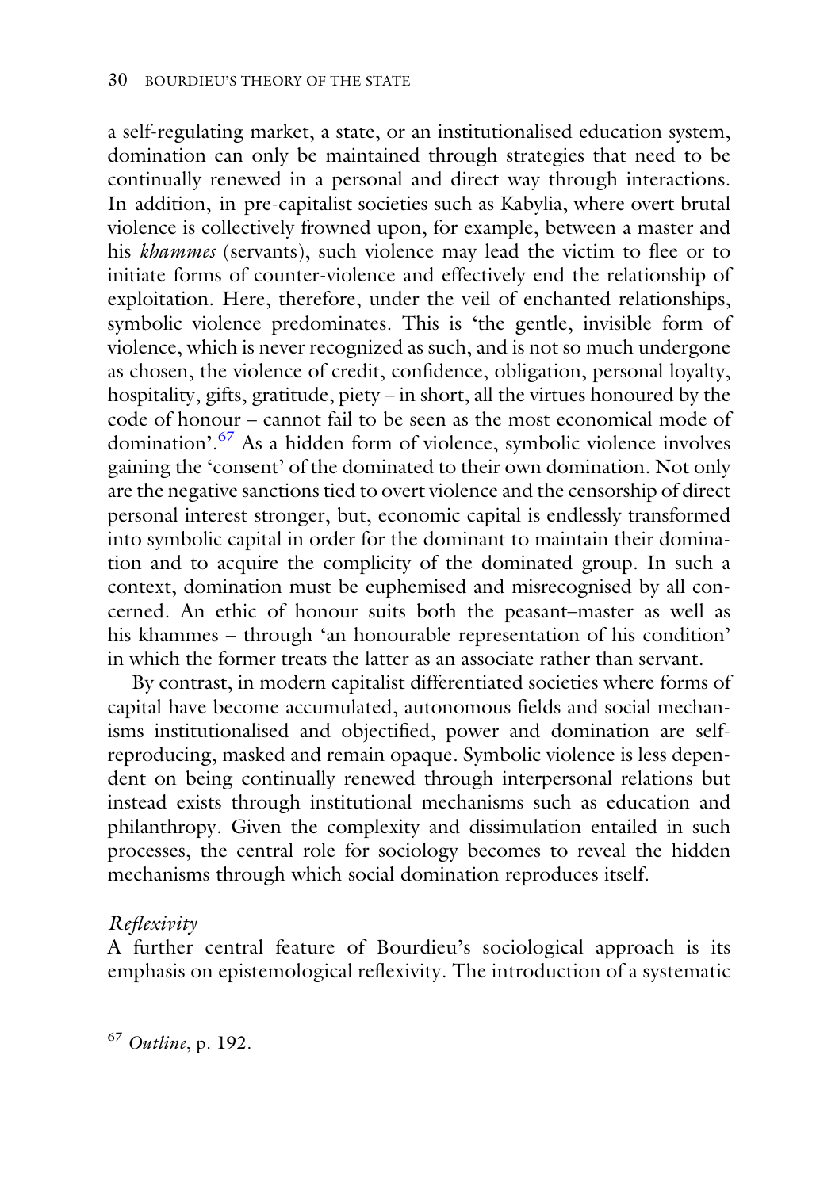a self-regulating market, a state, or an institutionalised education system, domination can only be maintained through strategies that need to be continually renewed in a personal and direct way through interactions. In addition, in pre-capitalist societies such as Kabylia, where overt brutal violence is collectively frowned upon, for example, between a master and his *khammes* (servants), such violence may lead the victim to flee or to initiate forms of counter-violence and effectively end the relationship of exploitation. Here, therefore, under the veil of enchanted relationships, symbolic violence predominates. This is 'the gentle, invisible form of violence, which is never recognized as such, and is not so much undergone as chosen, the violence of credit, confidence, obligation, personal loyalty, hospitality, gifts, gratitude, piety – in short, all the virtues honoured by the code of honour – cannot fail to be seen as the most economical mode of domination'.[67] As a hidden form of violence, symbolic violence involves gaining the 'consent' of the dominated to their own domination. Not only are the negative sanctions tied to overt violence and the censorship of direct personal interest stronger, but, economic capital is endlessly transformed into symbolic capital in order for the dominant to maintain their domination and to acquire the complicity of the dominated group. In such a context, domination must be euphemised and misrecognised by all concerned. An ethic of honour suits both the peasant–master as well as his khammes – through 'an honourable representation of his condition' in which the former treats the latter as an associate rather than servant.

By contrast, in modern capitalist differentiated societies where forms of capital have become accumulated, autonomous fields and social mechanisms institutionalised and objectified, power and domination are self-reproducing, masked and remain opaque. Symbolic violence is less dependent on being continually renewed through interpersonal relations but instead exists through institutional mechanisms such as education and philanthropy. Given the complexity and dissimulation entailed in such processes, the central role for sociology becomes to reveal the hidden mechanisms through which social domination reproduces itself.

### *Reflexivity*

A further central feature of Bourdieu's sociological approach is its emphasis on epistemological reflexivity. The introduction of a systematic

[67] *Outline*, p. 192.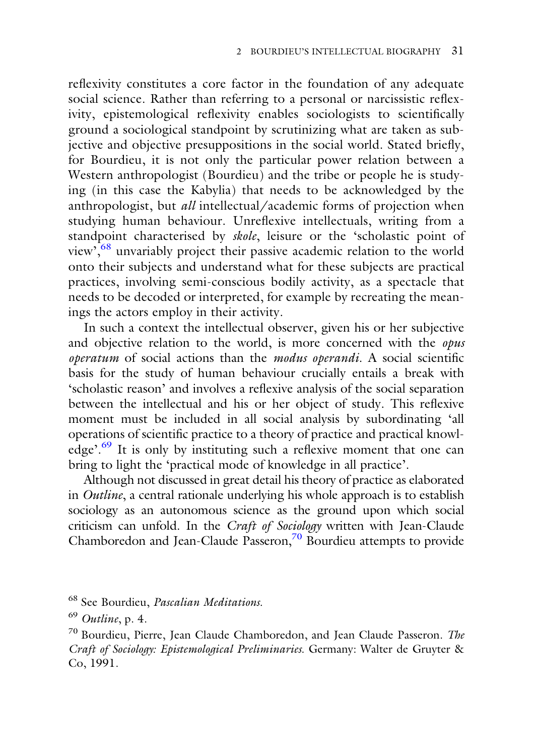reflexivity constitutes a core factor in the foundation of any adequate social science. Rather than referring to a personal or narcissistic reflexivity, epistemological reflexivity enables sociologists to scientifically ground a sociological standpoint by scrutinizing what are taken as subjective and objective presuppositions in the social world. Stated briefly, for Bourdieu, it is not only the particular power relation between a Western anthropologist (Bourdieu) and the tribe or people he is studying (in this case the Kabylia) that needs to be acknowledged by the anthropologist, but *all* intellectual/academic forms of projection when studying human behaviour. Unreflexive intellectuals, writing from a standpoint characterised by *skole*, leisure or the 'scholastic point of view',[68] unvariably project their passive academic relation to the world onto their subjects and understand what for these subjects are practical practices, involving semi-conscious bodily activity, as a spectacle that needs to be decoded or interpreted, for example by recreating the meanings the actors employ in their activity.

In such a context the intellectual observer, given his or her subjective and objective relation to the world, is more concerned with the *opus operatum* of social actions than the *modus operandi*. A social scientific basis for the study of human behaviour crucially entails a break with 'scholastic reason' and involves a reflexive analysis of the social separation between the intellectual and his or her object of study. This reflexive moment must be included in all social analysis by subordinating 'all operations of scientific practice to a theory of practice and practical knowledge'.[69] It is only by instituting such a reflexive moment that one can bring to light the 'practical mode of knowledge in all practice'.

Although not discussed in great detail his theory of practice as elaborated in *Outline*, a central rationale underlying his whole approach is to establish sociology as an autonomous science as the ground upon which social criticism can unfold. In the *Craft of Sociology* written with Jean-Claude Chamboredon and Jean-Claude Passeron,[70] Bourdieu attempts to provide

---

[68] See Bourdieu, *Pascalian Meditations*.

[69] *Outline*, p. 4.

[70] Bourdieu, Pierre, Jean Claude Chamboredon, and Jean Claude Passeron. *The Craft of Sociology: Epistemological Preliminaries*. Germany: Walter de Gruyter & Co, 1991.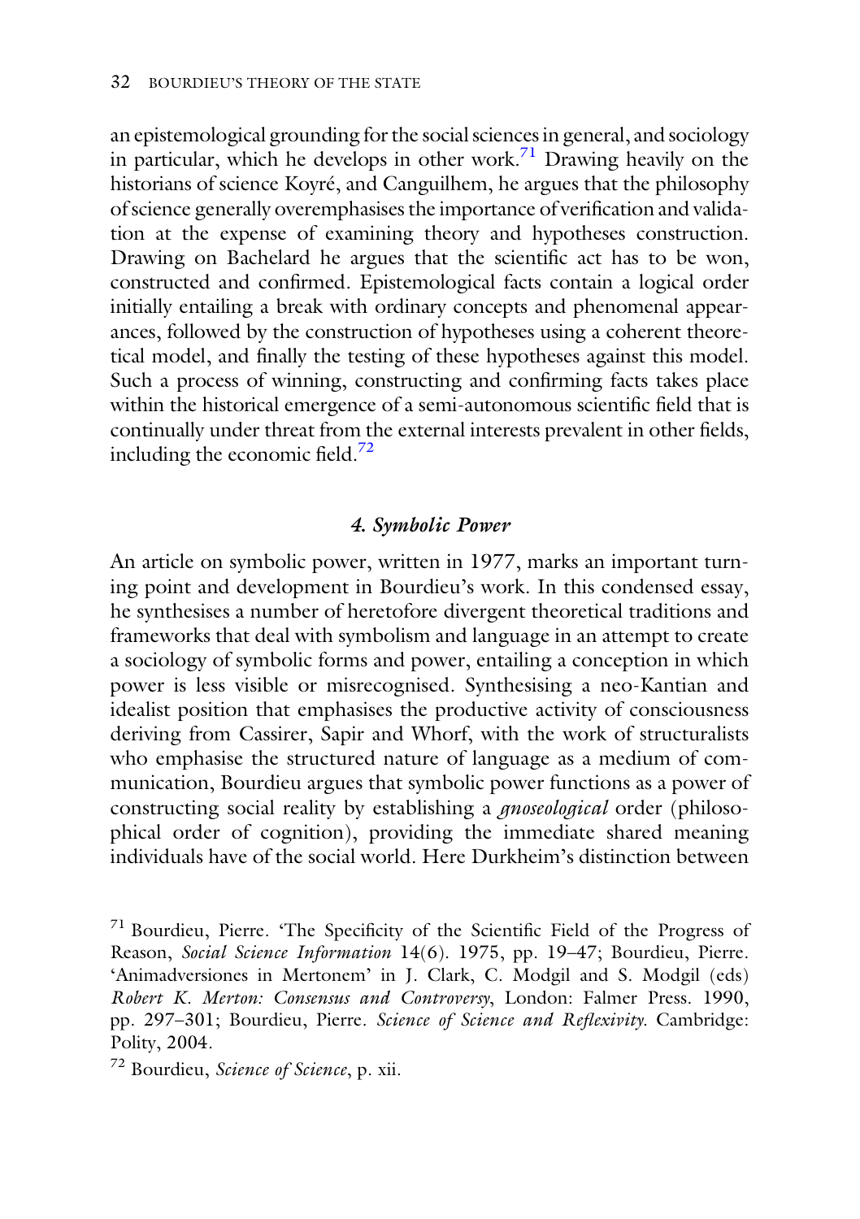an epistemological grounding for the social sciences in general, and sociology in particular, which he develops in other work.[71] Drawing heavily on the historians of science Koyré, and Canguilhem, he argues that the philosophy of science generally overemphasises the importance of verification and validation at the expense of examining theory and hypotheses construction. Drawing on Bachelard he argues that the scientific act has to be won, constructed and confirmed. Epistemological facts contain a logical order initially entailing a break with ordinary concepts and phenomenal appearances, followed by the construction of hypotheses using a coherent theoretical model, and finally the testing of these hypotheses against this model. Such a process of winning, constructing and confirming facts takes place within the historical emergence of a semi-autonomous scientific field that is continually under threat from the external interests prevalent in other fields, including the economic field.[72]

### *4. Symbolic Power*

An article on symbolic power, written in 1977, marks an important turning point and development in Bourdieu's work. In this condensed essay, he synthesises a number of heretofore divergent theoretical traditions and frameworks that deal with symbolism and language in an attempt to create a sociology of symbolic forms and power, entailing a conception in which power is less visible or misrecognised. Synthesising a neo-Kantian and idealist position that emphasises the productive activity of consciousness deriving from Cassirer, Sapir and Whorf, with the work of structuralists who emphasise the structured nature of language as a medium of communication, Bourdieu argues that symbolic power functions as a power of constructing social reality by establishing a *gnoseological* order (philosophical order of cognition), providing the immediate shared meaning individuals have of the social world. Here Durkheim's distinction between

[71] Bourdieu, Pierre. 'The Specificity of the Scientific Field of the Progress of Reason, *Social Science Information* 14(6). 1975, pp. 19–47; Bourdieu, Pierre. 'Animadversiones in Mertonem' in J. Clark, C. Modgil and S. Modgil (eds) *Robert K. Merton: Consensus and Controversy*, London: Falmer Press. 1990, pp. 297–301; Bourdieu, Pierre. *Science of Science and Reflexivity.* Cambridge: Polity, 2004.

[72] Bourdieu, *Science of Science*, p. xii.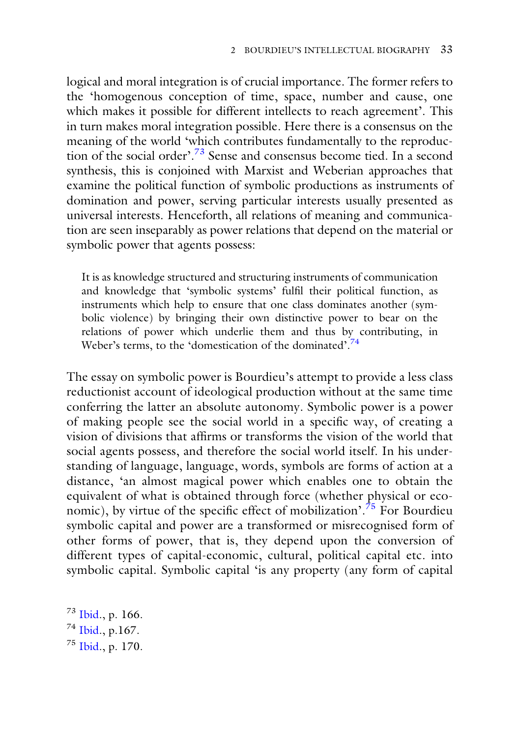logical and moral integration is of crucial importance. The former refers to the 'homogenous conception of time, space, number and cause, one which makes it possible for different intellects to reach agreement'. This in turn makes moral integration possible. Here there is a consensus on the meaning of the world 'which contributes fundamentally to the reproduction of the social order'.[73] Sense and consensus become tied. In a second synthesis, this is conjoined with Marxist and Weberian approaches that examine the political function of symbolic productions as instruments of domination and power, serving particular interests usually presented as universal interests. Henceforth, all relations of meaning and communication are seen inseparably as power relations that depend on the material or symbolic power that agents possess:

> It is as knowledge structured and structuring instruments of communication and knowledge that 'symbolic systems' fulfil their political function, as instruments which help to ensure that one class dominates another (symbolic violence) by bringing their own distinctive power to bear on the relations of power which underlie them and thus by contributing, in Weber's terms, to the 'domestication of the dominated'.[74]

The essay on symbolic power is Bourdieu's attempt to provide a less class reductionist account of ideological production without at the same time conferring the latter an absolute autonomy. Symbolic power is a power of making people see the social world in a specific way, of creating a vision of divisions that affirms or transforms the vision of the world that social agents possess, and therefore the social world itself. In his understanding of language, language, words, symbols are forms of action at a distance, 'an almost magical power which enables one to obtain the equivalent of what is obtained through force (whether physical or economic), by virtue of the specific effect of mobilization'.[75] For Bourdieu symbolic capital and power are a transformed or misrecognised form of other forms of power, that is, they depend upon the conversion of different types of capital-economic, cultural, political capital etc. into symbolic capital. Symbolic capital 'is any property (any form of capital

[73] Ibid., p. 166.
[74] Ibid., p.167.
[75] Ibid., p. 170.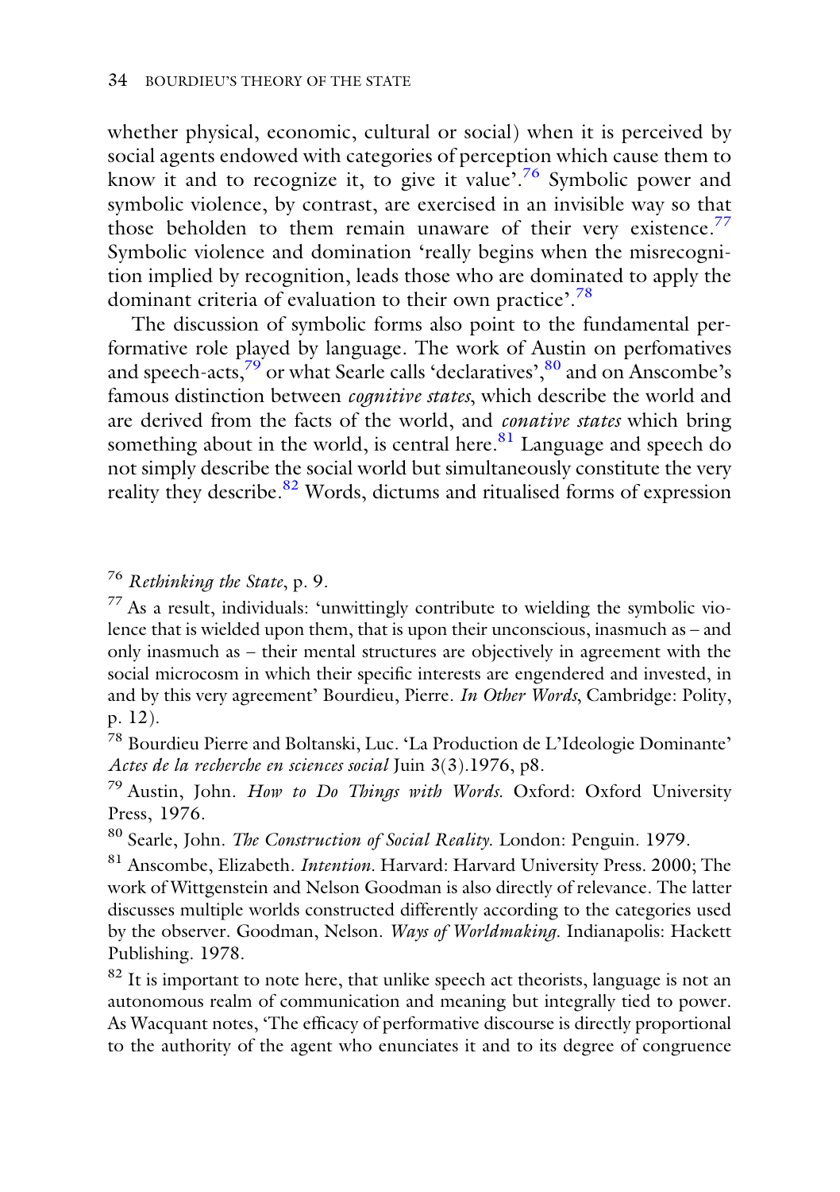whether physical, economic, cultural or social) when it is perceived by social agents endowed with categories of perception which cause them to know it and to recognize it, to give it value'.[76] Symbolic power and symbolic violence, by contrast, are exercised in an invisible way so that those beholden to them remain unaware of their very existence.[77] Symbolic violence and domination 'really begins when the misrecognition implied by recognition, leads those who are dominated to apply the dominant criteria of evaluation to their own practice'.[78]

The discussion of symbolic forms also point to the fundamental performative role played by language. The work of Austin on perfomatives and speech-acts,[79] or what Searle calls 'declaratives',[80] and on Anscombe's famous distinction between *cognitive states*, which describe the world and are derived from the facts of the world, and *conative states* which bring something about in the world, is central here.[81] Language and speech do not simply describe the social world but simultaneously constitute the very reality they describe.[82] Words, dictums and ritualised forms of expression

[76] *Rethinking the State*, p. 9.

[77] As a result, individuals: 'unwittingly contribute to wielding the symbolic violence that is wielded upon them, that is upon their unconscious, inasmuch as – and only inasmuch as – their mental structures are objectively in agreement with the social microcosm in which their specific interests are engendered and invested, in and by this very agreement' Bourdieu, Pierre. *In Other Words*, Cambridge: Polity, p. 12).

[78] Bourdieu Pierre and Boltanski, Luc. 'La Production de L'Ideologie Dominante' *Actes de la recherche en sciences social* Juin 3(3).1976, p8.

[79] Austin, John. *How to Do Things with Words*. Oxford: Oxford University Press, 1976.

[80] Searle, John. *The Construction of Social Reality*. London: Penguin. 1979.

[81] Anscombe, Elizabeth. *Intention*. Harvard: Harvard University Press. 2000; The work of Wittgenstein and Nelson Goodman is also directly of relevance. The latter discusses multiple worlds constructed differently according to the categories used by the observer. Goodman, Nelson. *Ways of Worldmaking*. Indianapolis: Hackett Publishing. 1978.

[82] It is important to note here, that unlike speech act theorists, language is not an autonomous realm of communication and meaning but integrally tied to power. As Wacquant notes, 'The efficacy of performative discourse is directly proportional to the authority of the agent who enunciates it and to its degree of congruence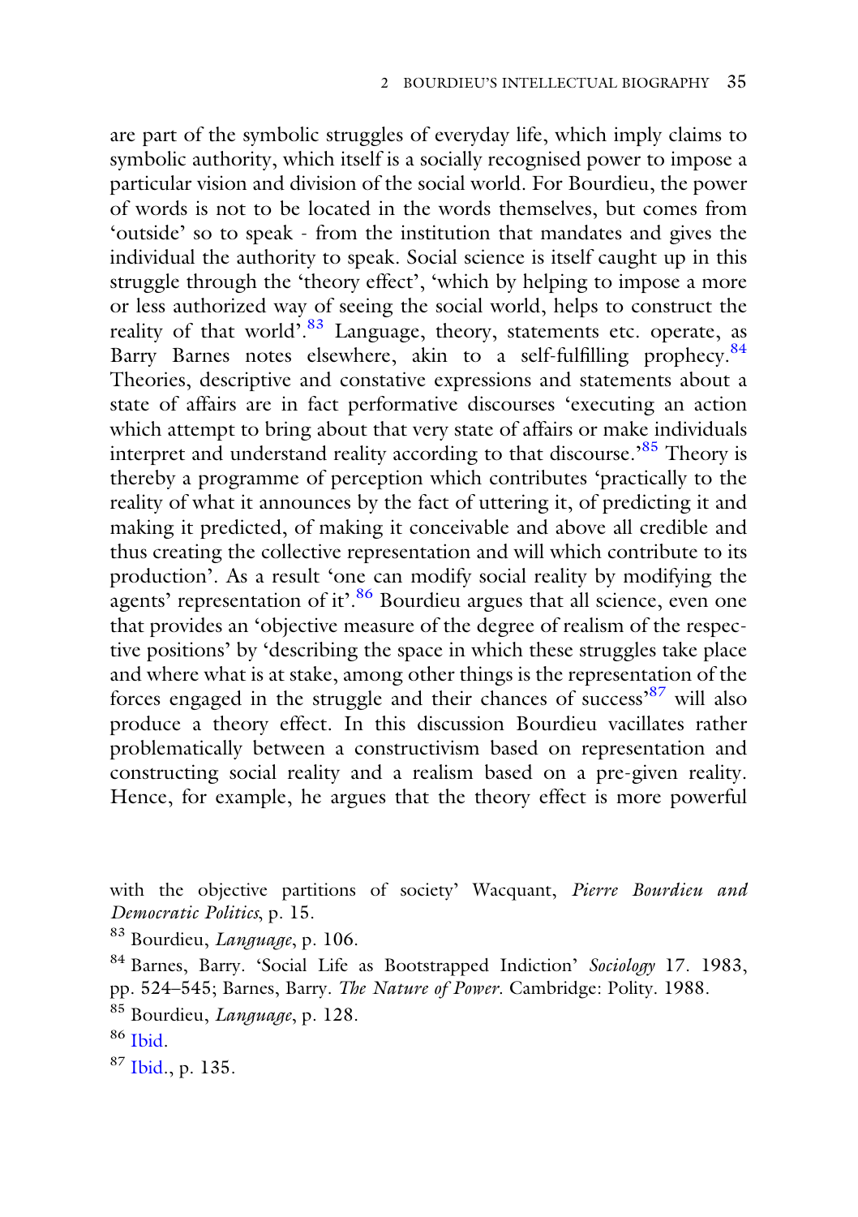are part of the symbolic struggles of everyday life, which imply claims to symbolic authority, which itself is a socially recognised power to impose a particular vision and division of the social world. For Bourdieu, the power of words is not to be located in the words themselves, but comes from 'outside' so to speak - from the institution that mandates and gives the individual the authority to speak. Social science is itself caught up in this struggle through the 'theory effect', 'which by helping to impose a more or less authorized way of seeing the social world, helps to construct the reality of that world'.[83] Language, theory, statements etc. operate, as Barry Barnes notes elsewhere, akin to a self-fulfilling prophecy.[84] Theories, descriptive and constative expressions and statements about a state of affairs are in fact performative discourses 'executing an action which attempt to bring about that very state of affairs or make individuals interpret and understand reality according to that discourse.'[85] Theory is thereby a programme of perception which contributes 'practically to the reality of what it announces by the fact of uttering it, of predicting it and making it predicted, of making it conceivable and above all credible and thus creating the collective representation and will which contribute to its production'. As a result 'one can modify social reality by modifying the agents' representation of it'.[86] Bourdieu argues that all science, even one that provides an 'objective measure of the degree of realism of the respective positions' by 'describing the space in which these struggles take place and where what is at stake, among other things is the representation of the forces engaged in the struggle and their chances of success'[87] will also produce a theory effect. In this discussion Bourdieu vacillates rather problematically between a constructivism based on representation and constructing social reality and a realism based on a pre-given reality. Hence, for example, he argues that the theory effect is more powerful

with the objective partitions of society' Wacquant, *Pierre Bourdieu and Democratic Politics*, p. 15.

[83] Bourdieu, *Language*, p. 106.

[84] Barnes, Barry. 'Social Life as Bootstrapped Indiction' *Sociology* 17. 1983, pp. 524–545; Barnes, Barry. *The Nature of Power*. Cambridge: Polity. 1988.

[85] Bourdieu, *Language*, p. 128.

[86] Ibid.

[87] Ibid., p. 135.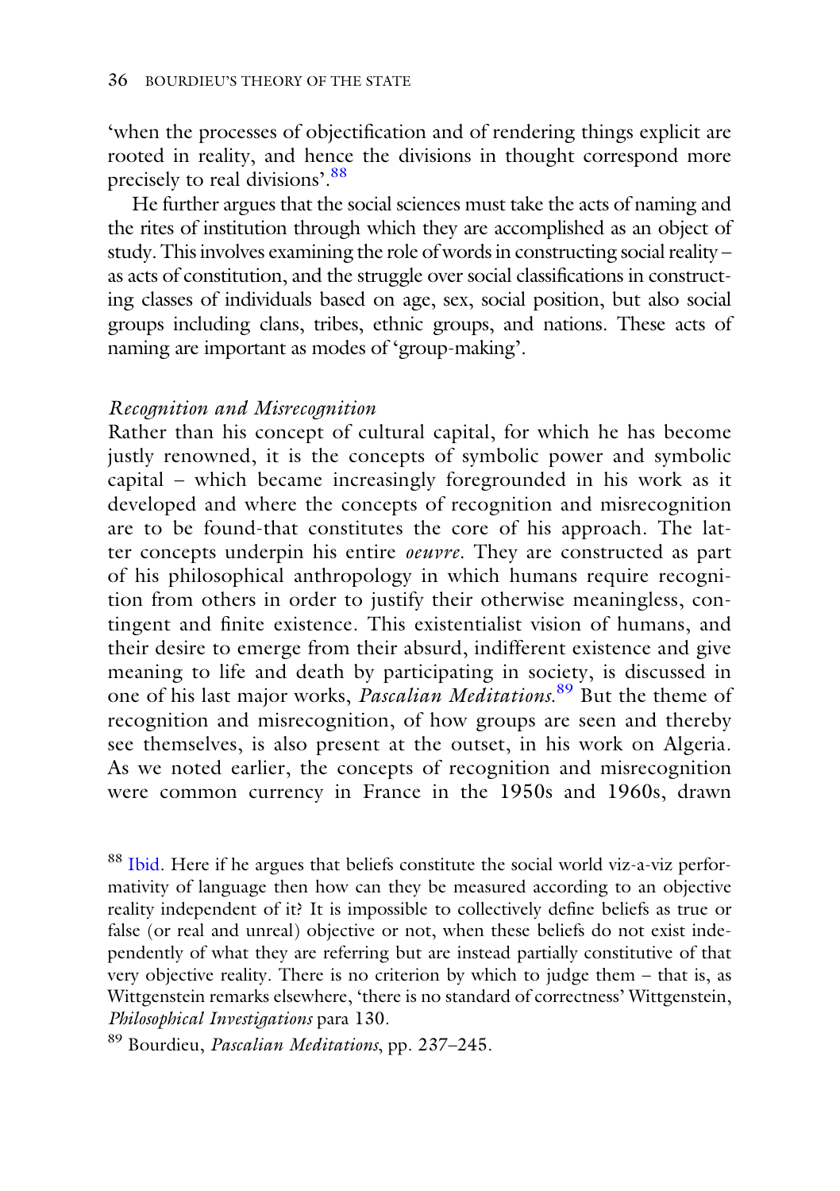'when the processes of objectification and of rendering things explicit are rooted in reality, and hence the divisions in thought correspond more precisely to real divisions'.[88]

He further argues that the social sciences must take the acts of naming and the rites of institution through which they are accomplished as an object of study. This involves examining the role of words in constructing social reality – as acts of constitution, and the struggle over social classifications in constructing classes of individuals based on age, sex, social position, but also social groups including clans, tribes, ethnic groups, and nations. These acts of naming are important as modes of 'group-making'.

*Recognition and Misrecognition*

Rather than his concept of cultural capital, for which he has become justly renowned, it is the concepts of symbolic power and symbolic capital – which became increasingly foregrounded in his work as it developed and where the concepts of recognition and misrecognition are to be found-that constitutes the core of his approach. The latter concepts underpin his entire *oeuvre*. They are constructed as part of his philosophical anthropology in which humans require recognition from others in order to justify their otherwise meaningless, contingent and finite existence. This existentialist vision of humans, and their desire to emerge from their absurd, indifferent existence and give meaning to life and death by participating in society, is discussed in one of his last major works, *Pascalian Meditations*.[89] But the theme of recognition and misrecognition, of how groups are seen and thereby see themselves, is also present at the outset, in his work on Algeria. As we noted earlier, the concepts of recognition and misrecognition were common currency in France in the 1950s and 1960s, drawn

[88] Ibid. Here if he argues that beliefs constitute the social world viz-a-viz performativity of language then how can they be measured according to an objective reality independent of it? It is impossible to collectively define beliefs as true or false (or real and unreal) objective or not, when these beliefs do not exist independently of what they are referring but are instead partially constitutive of that very objective reality. There is no criterion by which to judge them – that is, as Wittgenstein remarks elsewhere, 'there is no standard of correctness' Wittgenstein, *Philosophical Investigations* para 130.

[89] Bourdieu, *Pascalian Meditations*, pp. 237–245.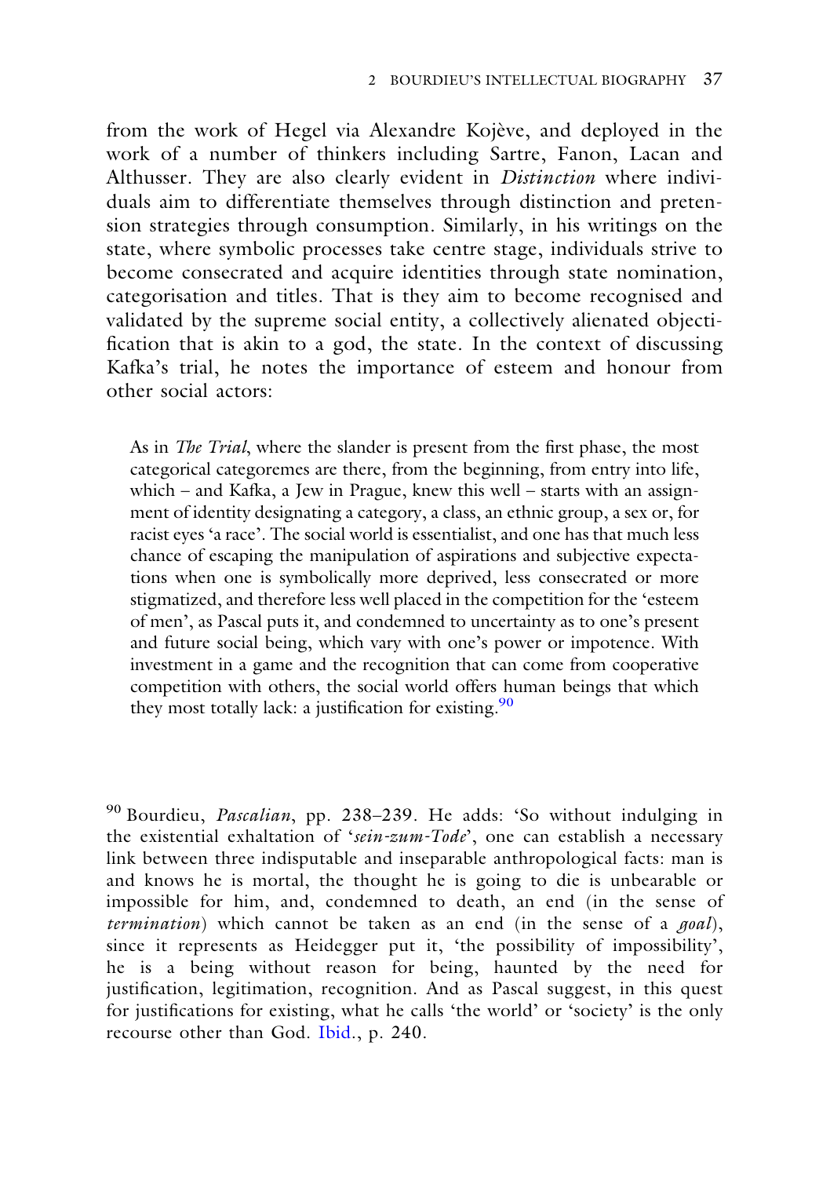from the work of Hegel via Alexandre Kojève, and deployed in the work of a number of thinkers including Sartre, Fanon, Lacan and Althusser. They are also clearly evident in *Distinction* where individuals aim to differentiate themselves through distinction and pretension strategies through consumption. Similarly, in his writings on the state, where symbolic processes take centre stage, individuals strive to become consecrated and acquire identities through state nomination, categorisation and titles. That is they aim to become recognised and validated by the supreme social entity, a collectively alienated objectification that is akin to a god, the state. In the context of discussing Kafka's trial, he notes the importance of esteem and honour from other social actors:

> As in *The Trial*, where the slander is present from the first phase, the most categorical categoremes are there, from the beginning, from entry into life, which – and Kafka, a Jew in Prague, knew this well – starts with an assignment of identity designating a category, a class, an ethnic group, a sex or, for racist eyes 'a race'. The social world is essentialist, and one has that much less chance of escaping the manipulation of aspirations and subjective expectations when one is symbolically more deprived, less consecrated or more stigmatized, and therefore less well placed in the competition for the 'esteem of men', as Pascal puts it, and condemned to uncertainty as to one's present and future social being, which vary with one's power or impotence. With investment in a game and the recognition that can come from cooperative competition with others, the social world offers human beings that which they most totally lack: a justification for existing.[90]

[90] Bourdieu, *Pascalian*, pp. 238–239. He adds: 'So without indulging in the existential exhaltation of '*sein-zum-Tode*', one can establish a necessary link between three indisputable and inseparable anthropological facts: man is and knows he is mortal, the thought he is going to die is unbearable or impossible for him, and, condemned to death, an end (in the sense of *termination*) which cannot be taken as an end (in the sense of a *goal*), since it represents as Heidegger put it, 'the possibility of impossibility', he is a being without reason for being, haunted by the need for justification, legitimation, recognition. And as Pascal suggest, in this quest for justifications for existing, what he calls 'the world' or 'society' is the only recourse other than God. Ibid., p. 240.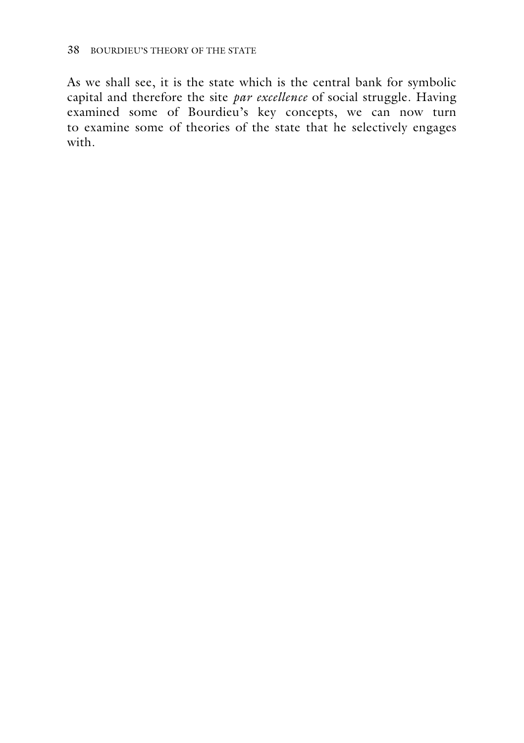As we shall see, it is the state which is the central bank for symbolic capital and therefore the site *par excellence* of social struggle. Having examined some of Bourdieu's key concepts, we can now turn to examine some of theories of the state that he selectively engages with.